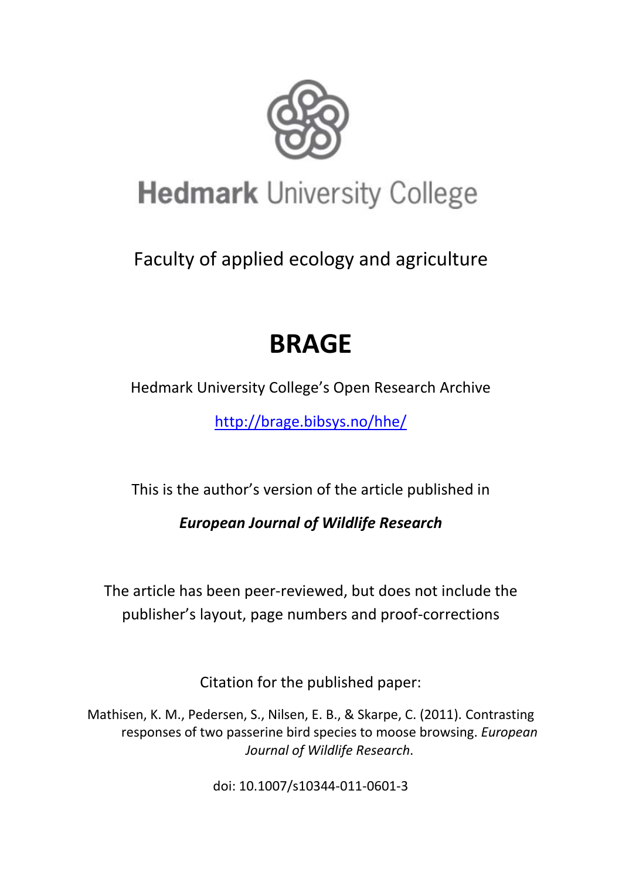# Hedmark University College

Faculty of applied ecology and agriculture

## BRAGE

Hedmark University College's Open Research Archive

http://brage.bibsys.no/hhe/

This is the author's version of the article published in

***European Journal of Wildlife Research***

The article has been peer-reviewed, but does not include the publisher's layout, page numbers and proof-corrections

Citation for the published paper:

Mathisen, K. M., Pedersen, S., Nilsen, E. B., & Skarpe, C. (2011). Contrasting responses of two passerine bird species to moose browsing. *European Journal of Wildlife Research*.

doi: 10.1007/s10344-011-0601-3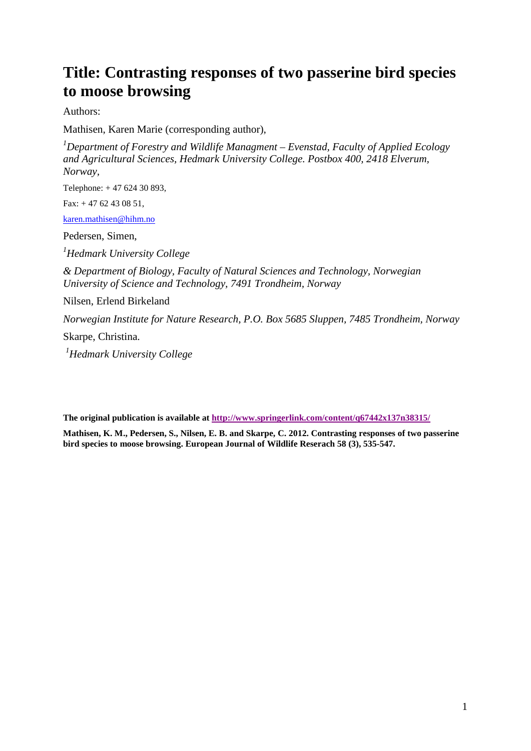# Title: Contrasting responses of two passerine bird species to moose browsing

Authors:

Mathisen, Karen Marie (corresponding author),

[1]*Department of Forestry and Wildlife Managment – Evenstad, Faculty of Applied Ecology and Agricultural Sciences, Hedmark University College. Postbox 400, 2418 Elverum, Norway,*

Telephone: + 47 624 30 893,

Fax: + 47 62 43 08 51,

karen.mathisen@hihm.no

Pedersen, Simen,

[1]*Hedmark University College*

*& Department of Biology, Faculty of Natural Sciences and Technology, Norwegian University of Science and Technology, 7491 Trondheim, Norway*

Nilsen, Erlend Birkeland

*Norwegian Institute for Nature Research, P.O. Box 5685 Sluppen, 7485 Trondheim, Norway*

Skarpe, Christina.

[1]*Hedmark University College*

**The original publication is available at http://www.springerlink.com/content/q67442x137n38315/**

**Mathisen, K. M., Pedersen, S., Nilsen, E. B. and Skarpe, C. 2012. Contrasting responses of two passerine bird species to moose browsing. European Journal of Wildlife Reserach 58 (3), 535-547.**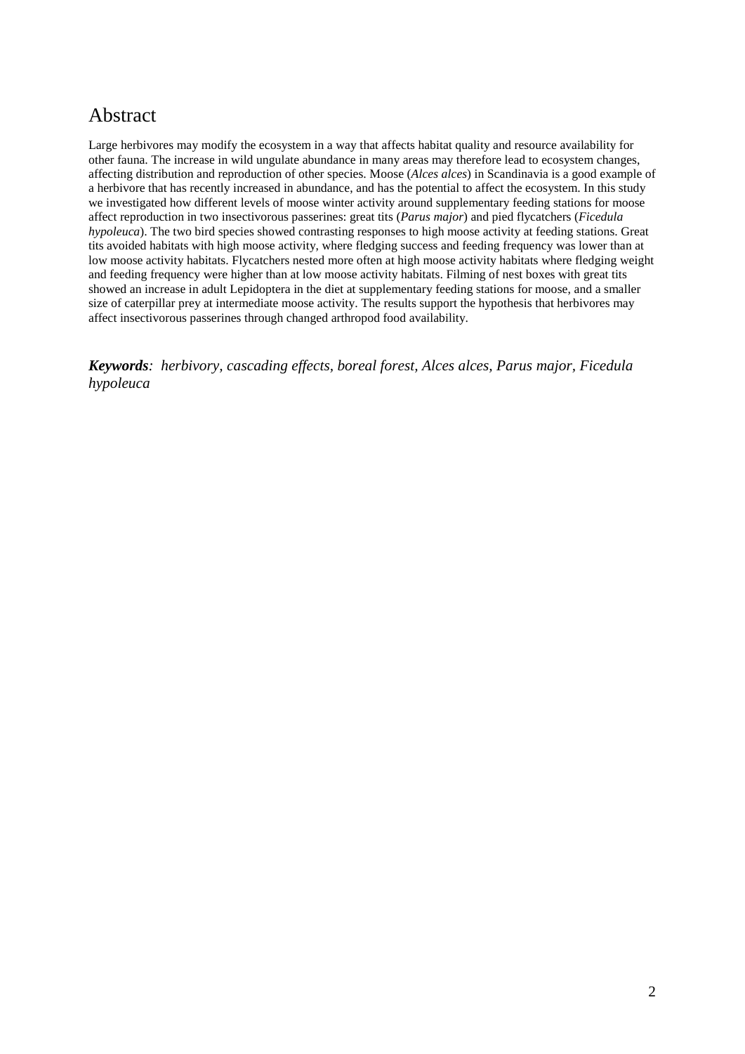# Abstract

Large herbivores may modify the ecosystem in a way that affects habitat quality and resource availability for other fauna. The increase in wild ungulate abundance in many areas may therefore lead to ecosystem changes, affecting distribution and reproduction of other species. Moose (*Alces alces*) in Scandinavia is a good example of a herbivore that has recently increased in abundance, and has the potential to affect the ecosystem. In this study we investigated how different levels of moose winter activity around supplementary feeding stations for moose affect reproduction in two insectivorous passerines: great tits (*Parus major*) and pied flycatchers (*Ficedula hypoleuca*). The two bird species showed contrasting responses to high moose activity at feeding stations. Great tits avoided habitats with high moose activity, where fledging success and feeding frequency was lower than at low moose activity habitats. Flycatchers nested more often at high moose activity habitats where fledging weight and feeding frequency were higher than at low moose activity habitats. Filming of nest boxes with great tits showed an increase in adult Lepidoptera in the diet at supplementary feeding stations for moose, and a smaller size of caterpillar prey at intermediate moose activity. The results support the hypothesis that herbivores may affect insectivorous passerines through changed arthropod food availability.

***Keywords**: herbivory, cascading effects, boreal forest, Alces alces, Parus major, Ficedula hypoleuca*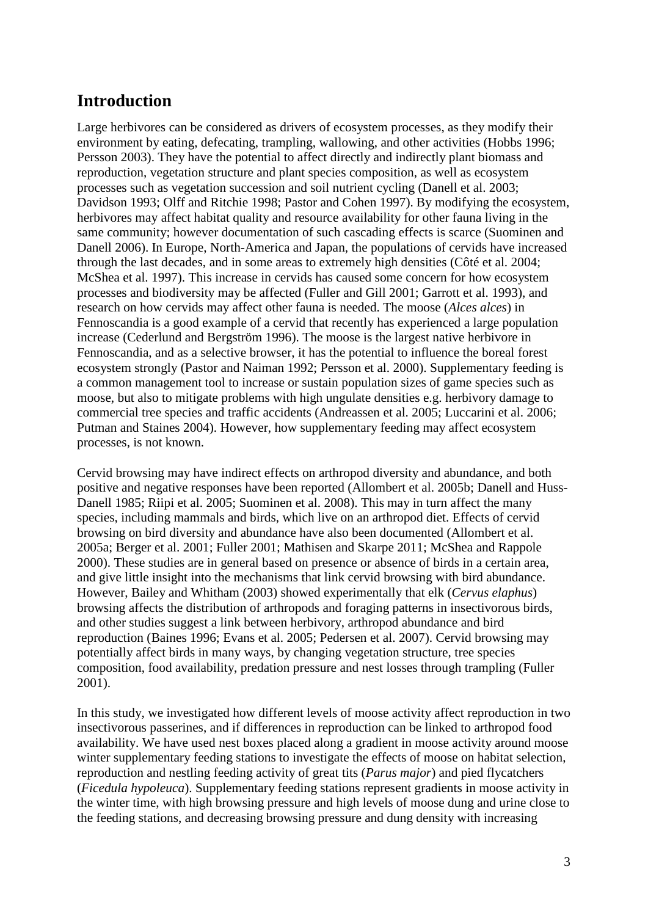## Introduction

Large herbivores can be considered as drivers of ecosystem processes, as they modify their environment by eating, defecating, trampling, wallowing, and other activities (Hobbs 1996; Persson 2003). They have the potential to affect directly and indirectly plant biomass and reproduction, vegetation structure and plant species composition, as well as ecosystem processes such as vegetation succession and soil nutrient cycling (Danell et al. 2003; Davidson 1993; Olff and Ritchie 1998; Pastor and Cohen 1997). By modifying the ecosystem, herbivores may affect habitat quality and resource availability for other fauna living in the same community; however documentation of such cascading effects is scarce (Suominen and Danell 2006). In Europe, North-America and Japan, the populations of cervids have increased through the last decades, and in some areas to extremely high densities (Côté et al. 2004; McShea et al. 1997). This increase in cervids has caused some concern for how ecosystem processes and biodiversity may be affected (Fuller and Gill 2001; Garrott et al. 1993), and research on how cervids may affect other fauna is needed. The moose (*Alces alces*) in Fennoscandia is a good example of a cervid that recently has experienced a large population increase (Cederlund and Bergström 1996). The moose is the largest native herbivore in Fennoscandia, and as a selective browser, it has the potential to influence the boreal forest ecosystem strongly (Pastor and Naiman 1992; Persson et al. 2000). Supplementary feeding is a common management tool to increase or sustain population sizes of game species such as moose, but also to mitigate problems with high ungulate densities e.g. herbivory damage to commercial tree species and traffic accidents (Andreassen et al. 2005; Luccarini et al. 2006; Putman and Staines 2004). However, how supplementary feeding may affect ecosystem processes, is not known.

Cervid browsing may have indirect effects on arthropod diversity and abundance, and both positive and negative responses have been reported (Allombert et al. 2005b; Danell and Huss-Danell 1985; Riipi et al. 2005; Suominen et al. 2008). This may in turn affect the many species, including mammals and birds, which live on an arthropod diet. Effects of cervid browsing on bird diversity and abundance have also been documented (Allombert et al. 2005a; Berger et al. 2001; Fuller 2001; Mathisen and Skarpe 2011; McShea and Rappole 2000). These studies are in general based on presence or absence of birds in a certain area, and give little insight into the mechanisms that link cervid browsing with bird abundance. However, Bailey and Whitham (2003) showed experimentally that elk (*Cervus elaphus*) browsing affects the distribution of arthropods and foraging patterns in insectivorous birds, and other studies suggest a link between herbivory, arthropod abundance and bird reproduction (Baines 1996; Evans et al. 2005; Pedersen et al. 2007). Cervid browsing may potentially affect birds in many ways, by changing vegetation structure, tree species composition, food availability, predation pressure and nest losses through trampling (Fuller 2001).

In this study, we investigated how different levels of moose activity affect reproduction in two insectivorous passerines, and if differences in reproduction can be linked to arthropod food availability. We have used nest boxes placed along a gradient in moose activity around moose winter supplementary feeding stations to investigate the effects of moose on habitat selection, reproduction and nestling feeding activity of great tits (*Parus major*) and pied flycatchers (*Ficedula hypoleuca*). Supplementary feeding stations represent gradients in moose activity in the winter time, with high browsing pressure and high levels of moose dung and urine close to the feeding stations, and decreasing browsing pressure and dung density with increasing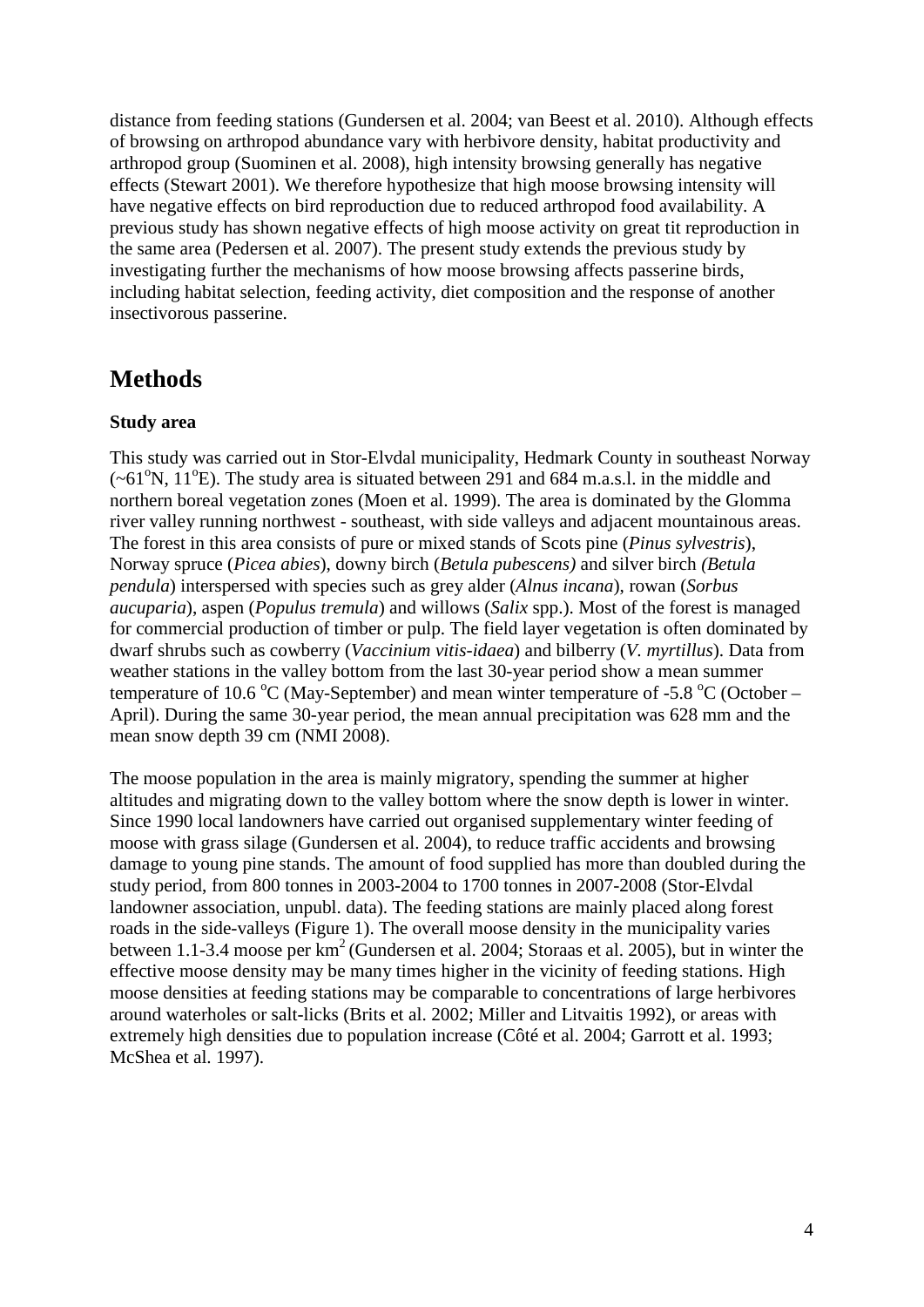distance from feeding stations (Gundersen et al. 2004; van Beest et al. 2010). Although effects of browsing on arthropod abundance vary with herbivore density, habitat productivity and arthropod group (Suominen et al. 2008), high intensity browsing generally has negative effects (Stewart 2001). We therefore hypothesize that high moose browsing intensity will have negative effects on bird reproduction due to reduced arthropod food availability. A previous study has shown negative effects of high moose activity on great tit reproduction in the same area (Pedersen et al. 2007). The present study extends the previous study by investigating further the mechanisms of how moose browsing affects passerine birds, including habitat selection, feeding activity, diet composition and the response of another insectivorous passerine.

# Methods

### Study area

This study was carried out in Stor-Elvdal municipality, Hedmark County in southeast Norway (~61°N, 11°E). The study area is situated between 291 and 684 m.a.s.l. in the middle and northern boreal vegetation zones (Moen et al. 1999). The area is dominated by the Glomma river valley running northwest - southeast, with side valleys and adjacent mountainous areas. The forest in this area consists of pure or mixed stands of Scots pine (*Pinus sylvestris*), Norway spruce (*Picea abies*), downy birch (*Betula pubescens)* and silver birch *(Betula pendula*) interspersed with species such as grey alder (*Alnus incana*), rowan (*Sorbus aucuparia*), aspen (*Populus tremula*) and willows (*Salix* spp.). Most of the forest is managed for commercial production of timber or pulp. The field layer vegetation is often dominated by dwarf shrubs such as cowberry (*Vaccinium vitis-idaea*) and bilberry (*V. myrtillus*). Data from weather stations in the valley bottom from the last 30-year period show a mean summer temperature of 10.6 °C (May-September) and mean winter temperature of -5.8 °C (October – April). During the same 30-year period, the mean annual precipitation was 628 mm and the mean snow depth 39 cm (NMI 2008).

The moose population in the area is mainly migratory, spending the summer at higher altitudes and migrating down to the valley bottom where the snow depth is lower in winter. Since 1990 local landowners have carried out organised supplementary winter feeding of moose with grass silage (Gundersen et al. 2004), to reduce traffic accidents and browsing damage to young pine stands. The amount of food supplied has more than doubled during the study period, from 800 tonnes in 2003-2004 to 1700 tonnes in 2007-2008 (Stor-Elvdal landowner association, unpubl. data). The feeding stations are mainly placed along forest roads in the side-valleys (Figure 1). The overall moose density in the municipality varies between 1.1-3.4 moose per $km^2$ (Gundersen et al. 2004; Storaas et al. 2005), but in winter the effective moose density may be many times higher in the vicinity of feeding stations. High moose densities at feeding stations may be comparable to concentrations of large herbivores around waterholes or salt-licks (Brits et al. 2002; Miller and Litvaitis 1992), or areas with extremely high densities due to population increase (Côté et al. 2004; Garrott et al. 1993; McShea et al. 1997).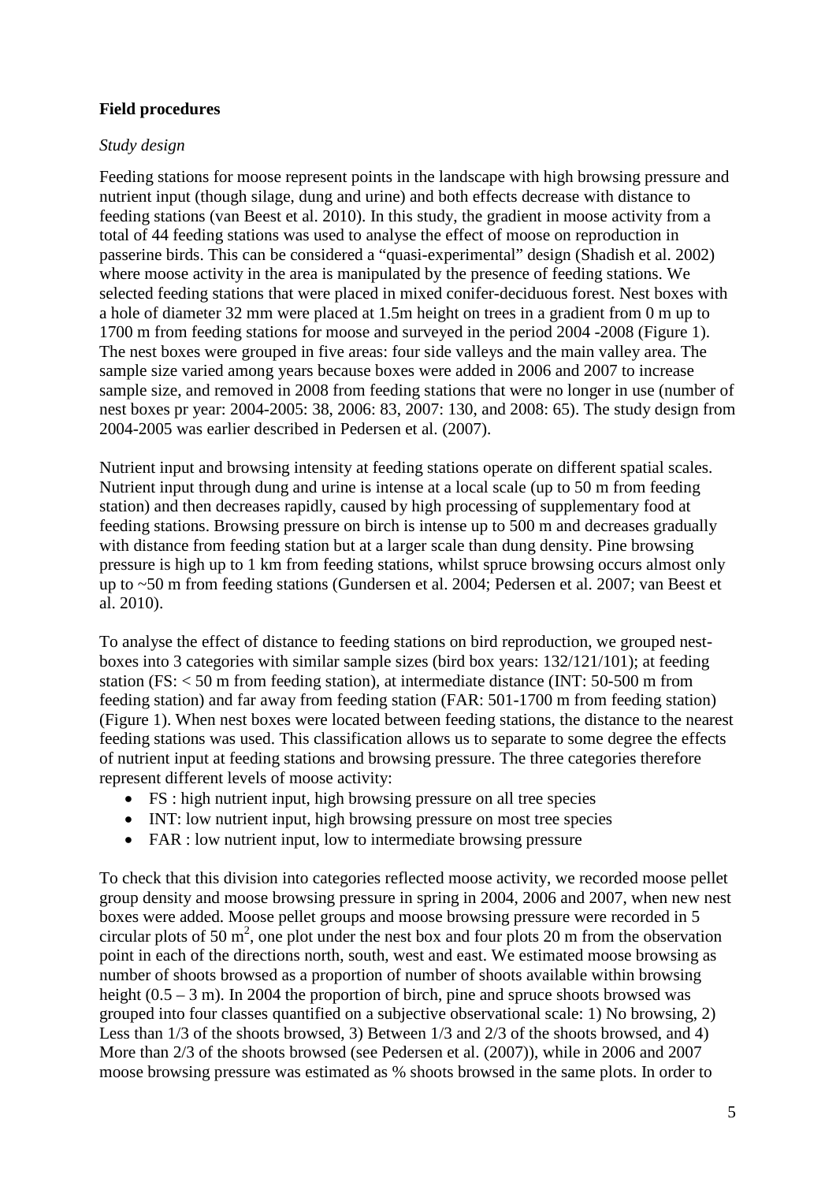## Field procedures

*Study design*

Feeding stations for moose represent points in the landscape with high browsing pressure and nutrient input (though silage, dung and urine) and both effects decrease with distance to feeding stations (van Beest et al. 2010). In this study, the gradient in moose activity from a total of 44 feeding stations was used to analyse the effect of moose on reproduction in passerine birds. This can be considered a "quasi-experimental" design (Shadish et al. 2002) where moose activity in the area is manipulated by the presence of feeding stations. We selected feeding stations that were placed in mixed conifer-deciduous forest. Nest boxes with a hole of diameter 32 mm were placed at 1.5m height on trees in a gradient from 0 m up to 1700 m from feeding stations for moose and surveyed in the period 2004 -2008 (Figure 1). The nest boxes were grouped in five areas: four side valleys and the main valley area. The sample size varied among years because boxes were added in 2006 and 2007 to increase sample size, and removed in 2008 from feeding stations that were no longer in use (number of nest boxes pr year: 2004-2005: 38, 2006: 83, 2007: 130, and 2008: 65). The study design from 2004-2005 was earlier described in Pedersen et al. (2007).

Nutrient input and browsing intensity at feeding stations operate on different spatial scales. Nutrient input through dung and urine is intense at a local scale (up to 50 m from feeding station) and then decreases rapidly, caused by high processing of supplementary food at feeding stations. Browsing pressure on birch is intense up to 500 m and decreases gradually with distance from feeding station but at a larger scale than dung density. Pine browsing pressure is high up to 1 km from feeding stations, whilst spruce browsing occurs almost only up to ~50 m from feeding stations (Gundersen et al. 2004; Pedersen et al. 2007; van Beest et al. 2010).

To analyse the effect of distance to feeding stations on bird reproduction, we grouped nest-boxes into 3 categories with similar sample sizes (bird box years: 132/121/101); at feeding station (FS: < 50 m from feeding station), at intermediate distance (INT: 50-500 m from feeding station) and far away from feeding station (FAR: 501-1700 m from feeding station) (Figure 1). When nest boxes were located between feeding stations, the distance to the nearest feeding stations was used. This classification allows us to separate to some degree the effects of nutrient input at feeding stations and browsing pressure. The three categories therefore represent different levels of moose activity:

- FS : high nutrient input, high browsing pressure on all tree species
- INT: low nutrient input, high browsing pressure on most tree species
- FAR : low nutrient input, low to intermediate browsing pressure

To check that this division into categories reflected moose activity, we recorded moose pellet group density and moose browsing pressure in spring in 2004, 2006 and 2007, when new nest boxes were added. Moose pellet groups and moose browsing pressure were recorded in 5 circular plots of 50 $m^2$, one plot under the nest box and four plots 20 m from the observation point in each of the directions north, south, west and east. We estimated moose browsing as number of shoots browsed as a proportion of number of shoots available within browsing height (0.5 – 3 m). In 2004 the proportion of birch, pine and spruce shoots browsed was grouped into four classes quantified on a subjective observational scale: 1) No browsing, 2) Less than 1/3 of the shoots browsed, 3) Between 1/3 and 2/3 of the shoots browsed, and 4) More than 2/3 of the shoots browsed (see Pedersen et al. (2007)), while in 2006 and 2007 moose browsing pressure was estimated as % shoots browsed in the same plots. In order to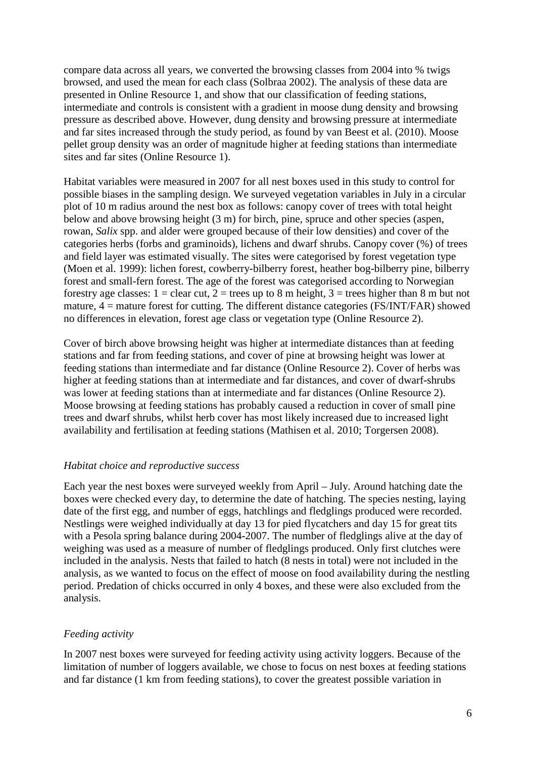compare data across all years, we converted the browsing classes from 2004 into % twigs browsed, and used the mean for each class (Solbraa 2002). The analysis of these data are presented in Online Resource 1, and show that our classification of feeding stations, intermediate and controls is consistent with a gradient in moose dung density and browsing pressure as described above. However, dung density and browsing pressure at intermediate and far sites increased through the study period, as found by van Beest et al. (2010). Moose pellet group density was an order of magnitude higher at feeding stations than intermediate sites and far sites (Online Resource 1).

Habitat variables were measured in 2007 for all nest boxes used in this study to control for possible biases in the sampling design. We surveyed vegetation variables in July in a circular plot of 10 m radius around the nest box as follows: canopy cover of trees with total height below and above browsing height (3 m) for birch, pine, spruce and other species (aspen, rowan, *Salix* spp. and alder were grouped because of their low densities) and cover of the categories herbs (forbs and graminoids), lichens and dwarf shrubs. Canopy cover (%) of trees and field layer was estimated visually. The sites were categorised by forest vegetation type (Moen et al. 1999): lichen forest, cowberry-bilberry forest, heather bog-bilberry pine, bilberry forest and small-fern forest. The age of the forest was categorised according to Norwegian forestry age classes: 1 = clear cut, 2 = trees up to 8 m height, 3 = trees higher than 8 m but not mature, 4 = mature forest for cutting. The different distance categories (FS/INT/FAR) showed no differences in elevation, forest age class or vegetation type (Online Resource 2).

Cover of birch above browsing height was higher at intermediate distances than at feeding stations and far from feeding stations, and cover of pine at browsing height was lower at feeding stations than intermediate and far distance (Online Resource 2). Cover of herbs was higher at feeding stations than at intermediate and far distances, and cover of dwarf-shrubs was lower at feeding stations than at intermediate and far distances (Online Resource 2). Moose browsing at feeding stations has probably caused a reduction in cover of small pine trees and dwarf shrubs, whilst herb cover has most likely increased due to increased light availability and fertilisation at feeding stations (Mathisen et al. 2010; Torgersen 2008).

### *Habitat choice and reproductive success*

Each year the nest boxes were surveyed weekly from April – July. Around hatching date the boxes were checked every day, to determine the date of hatching. The species nesting, laying date of the first egg, and number of eggs, hatchlings and fledglings produced were recorded. Nestlings were weighed individually at day 13 for pied flycatchers and day 15 for great tits with a Pesola spring balance during 2004-2007. The number of fledglings alive at the day of weighing was used as a measure of number of fledglings produced. Only first clutches were included in the analysis. Nests that failed to hatch (8 nests in total) were not included in the analysis, as we wanted to focus on the effect of moose on food availability during the nestling period. Predation of chicks occurred in only 4 boxes, and these were also excluded from the analysis.

### *Feeding activity*

In 2007 nest boxes were surveyed for feeding activity using activity loggers. Because of the limitation of number of loggers available, we chose to focus on nest boxes at feeding stations and far distance (1 km from feeding stations), to cover the greatest possible variation in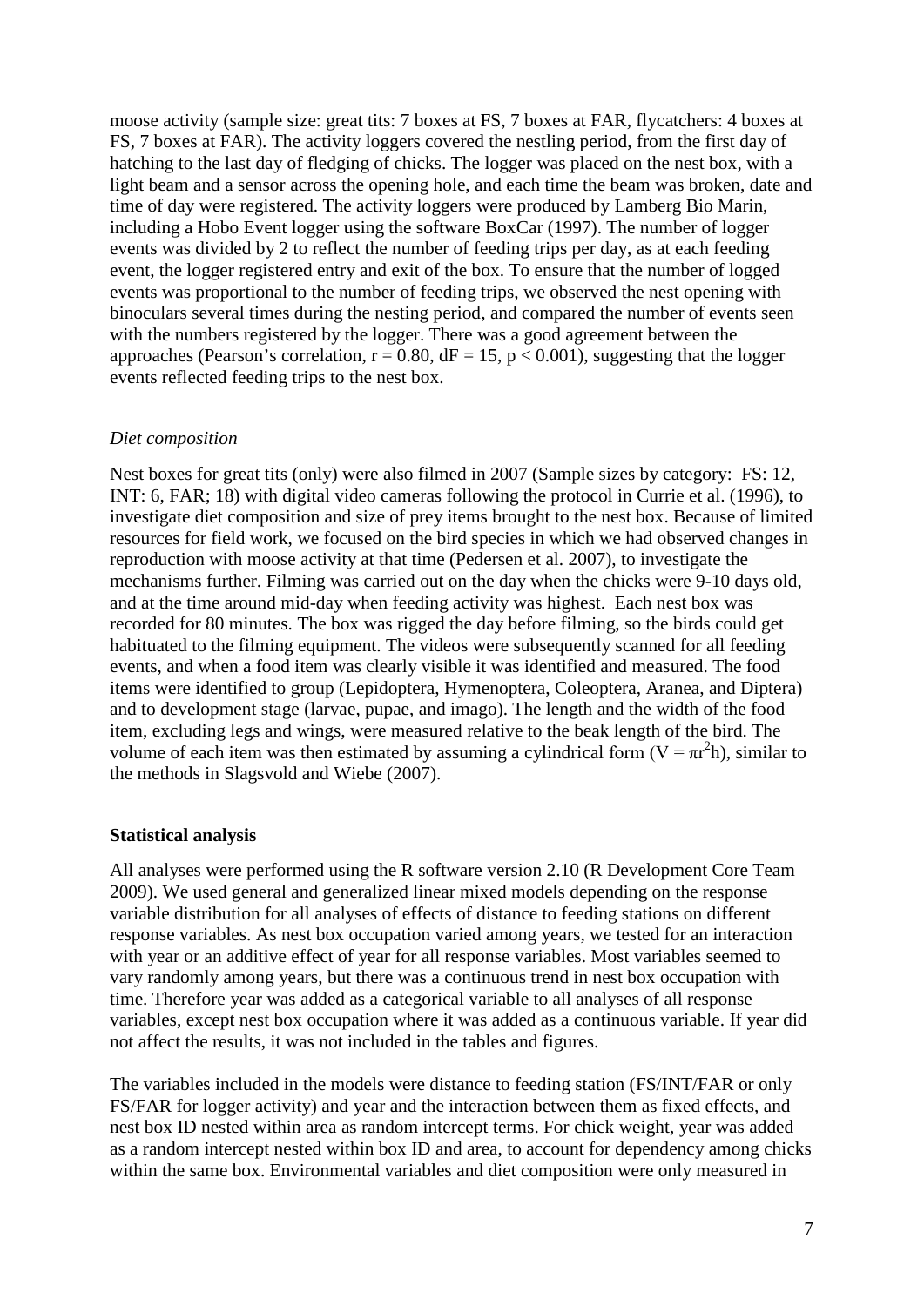moose activity (sample size: great tits: 7 boxes at FS, 7 boxes at FAR, flycatchers: 4 boxes at FS, 7 boxes at FAR). The activity loggers covered the nestling period, from the first day of hatching to the last day of fledging of chicks. The logger was placed on the nest box, with a light beam and a sensor across the opening hole, and each time the beam was broken, date and time of day were registered. The activity loggers were produced by Lamberg Bio Marin, including a Hobo Event logger using the software BoxCar (1997). The number of logger events was divided by 2 to reflect the number of feeding trips per day, as at each feeding event, the logger registered entry and exit of the box. To ensure that the number of logged events was proportional to the number of feeding trips, we observed the nest opening with binoculars several times during the nesting period, and compared the number of events seen with the numbers registered by the logger. There was a good agreement between the approaches (Pearson's correlation, $r = 0.80$, $dF = 15$, $p < 0.001$), suggesting that the logger events reflected feeding trips to the nest box.

*Diet composition*

Nest boxes for great tits (only) were also filmed in 2007 (Sample sizes by category: FS: 12, INT: 6, FAR; 18) with digital video cameras following the protocol in Currie et al. (1996), to investigate diet composition and size of prey items brought to the nest box. Because of limited resources for field work, we focused on the bird species in which we had observed changes in reproduction with moose activity at that time (Pedersen et al. 2007), to investigate the mechanisms further. Filming was carried out on the day when the chicks were 9-10 days old, and at the time around mid-day when feeding activity was highest. Each nest box was recorded for 80 minutes. The box was rigged the day before filming, so the birds could get habituated to the filming equipment. The videos were subsequently scanned for all feeding events, and when a food item was clearly visible it was identified and measured. The food items were identified to group (Lepidoptera, Hymenoptera, Coleoptera, Aranea, and Diptera) and to development stage (larvae, pupae, and imago). The length and the width of the food item, excluding legs and wings, were measured relative to the beak length of the bird. The volume of each item was then estimated by assuming a cylindrical form ($V = \pi r^2 h$), similar to the methods in Slagsvold and Wiebe (2007).

**Statistical analysis**

All analyses were performed using the R software version 2.10 (R Development Core Team 2009). We used general and generalized linear mixed models depending on the response variable distribution for all analyses of effects of distance to feeding stations on different response variables. As nest box occupation varied among years, we tested for an interaction with year or an additive effect of year for all response variables. Most variables seemed to vary randomly among years, but there was a continuous trend in nest box occupation with time. Therefore year was added as a categorical variable to all analyses of all response variables, except nest box occupation where it was added as a continuous variable. If year did not affect the results, it was not included in the tables and figures.

The variables included in the models were distance to feeding station (FS/INT/FAR or only FS/FAR for logger activity) and year and the interaction between them as fixed effects, and nest box ID nested within area as random intercept terms. For chick weight, year was added as a random intercept nested within box ID and area, to account for dependency among chicks within the same box. Environmental variables and diet composition were only measured in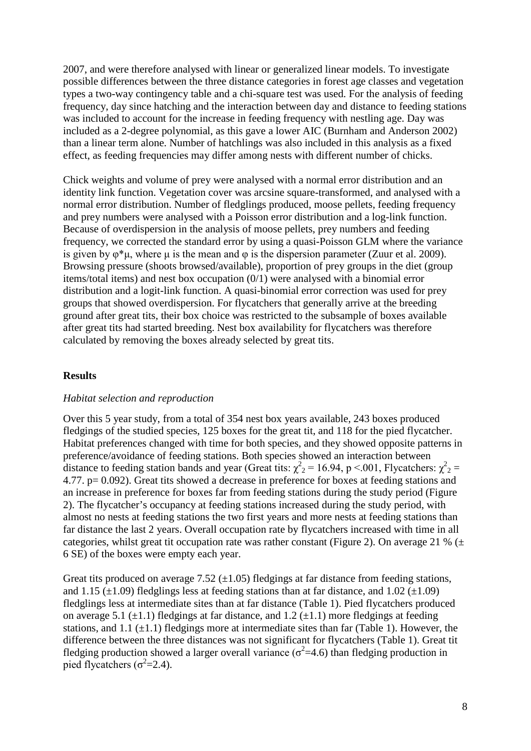2007, and were therefore analysed with linear or generalized linear models. To investigate possible differences between the three distance categories in forest age classes and vegetation types a two-way contingency table and a chi-square test was used. For the analysis of feeding frequency, day since hatching and the interaction between day and distance to feeding stations was included to account for the increase in feeding frequency with nestling age. Day was included as a 2-degree polynomial, as this gave a lower AIC (Burnham and Anderson 2002) than a linear term alone. Number of hatchlings was also included in this analysis as a fixed effect, as feeding frequencies may differ among nests with different number of chicks.

Chick weights and volume of prey were analysed with a normal error distribution and an identity link function. Vegetation cover was arcsine square-transformed, and analysed with a normal error distribution. Number of fledglings produced, moose pellets, feeding frequency and prey numbers were analysed with a Poisson error distribution and a log-link function. Because of overdispersion in the analysis of moose pellets, prey numbers and feeding frequency, we corrected the standard error by using a quasi-Poisson GLM where the variance is given by $\varphi*\mu$, where $\mu$ is the mean and $\varphi$ is the dispersion parameter (Zuur et al. 2009). Browsing pressure (shoots browsed/available), proportion of prey groups in the diet (group items/total items) and nest box occupation (0/1) were analysed with a binomial error distribution and a logit-link function. A quasi-binomial error correction was used for prey groups that showed overdispersion. For flycatchers that generally arrive at the breeding ground after great tits, their box choice was restricted to the subsample of boxes available after great tits had started breeding. Nest box availability for flycatchers was therefore calculated by removing the boxes already selected by great tits.

## Results

### *Habitat selection and reproduction*

Over this 5 year study, from a total of 354 nest box years available, 243 boxes produced fledgings of the studied species, 125 boxes for the great tit, and 118 for the pied flycatcher. Habitat preferences changed with time for both species, and they showed opposite patterns in preference/avoidance of feeding stations. Both species showed an interaction between distance to feeding station bands and year (Great tits: $\chi^2_2 = 16.94$, $p < .001$, Flycatchers: $\chi^2_2 = 4.77$. $p = 0.092$). Great tits showed a decrease in preference for boxes at feeding stations and an increase in preference for boxes far from feeding stations during the study period (Figure 2). The flycatcher's occupancy at feeding stations increased during the study period, with almost no nests at feeding stations the two first years and more nests at feeding stations than far distance the last 2 years. Overall occupation rate by flycatchers increased with time in all categories, whilst great tit occupation rate was rather constant (Figure 2). On average 21 % (± 6 SE) of the boxes were empty each year.

Great tits produced on average 7.52 (±1.05) fledgings at far distance from feeding stations, and 1.15 (±1.09) fledglings less at feeding stations than at far distance, and 1.02 (±1.09) fledglings less at intermediate sites than at far distance (Table 1). Pied flycatchers produced on average 5.1 (±1.1) fledgings at far distance, and 1.2 (±1.1) more fledgings at feeding stations, and 1.1 (±1.1) fledgings more at intermediate sites than far (Table 1). However, the difference between the three distances was not significant for flycatchers (Table 1). Great tit fledging production showed a larger overall variance ($\sigma^2$=4.6) than fledging production in pied flycatchers ($\sigma^2$=2.4).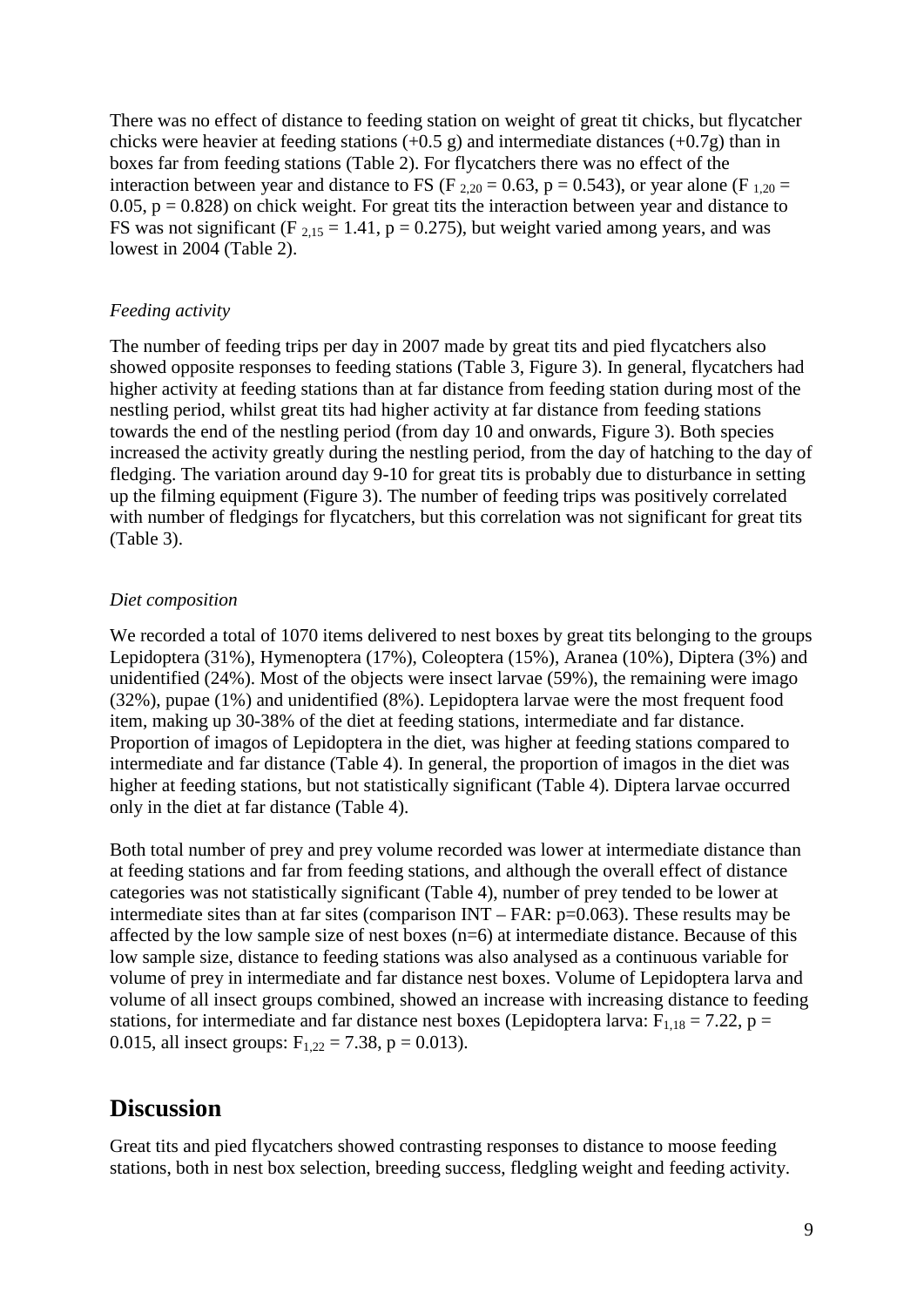There was no effect of distance to feeding station on weight of great tit chicks, but flycatcher chicks were heavier at feeding stations (+0.5 g) and intermediate distances (+0.7g) than in boxes far from feeding stations (Table 2). For flycatchers there was no effect of the interaction between year and distance to FS ($F_{2,20} = 0.63$, $p = 0.543$), or year alone ($F_{1,20} = 0.05$, $p = 0.828$) on chick weight. For great tits the interaction between year and distance to FS was not significant ($F_{2,15} = 1.41$, $p = 0.275$), but weight varied among years, and was lowest in 2004 (Table 2).

*Feeding activity*

The number of feeding trips per day in 2007 made by great tits and pied flycatchers also showed opposite responses to feeding stations (Table 3, Figure 3). In general, flycatchers had higher activity at feeding stations than at far distance from feeding station during most of the nestling period, whilst great tits had higher activity at far distance from feeding stations towards the end of the nestling period (from day 10 and onwards, Figure 3). Both species increased the activity greatly during the nestling period, from the day of hatching to the day of fledging. The variation around day 9-10 for great tits is probably due to disturbance in setting up the filming equipment (Figure 3). The number of feeding trips was positively correlated with number of fledgings for flycatchers, but this correlation was not significant for great tits (Table 3).

*Diet composition*

We recorded a total of 1070 items delivered to nest boxes by great tits belonging to the groups Lepidoptera (31%), Hymenoptera (17%), Coleoptera (15%), Aranea (10%), Diptera (3%) and unidentified (24%). Most of the objects were insect larvae (59%), the remaining were imago (32%), pupae (1%) and unidentified (8%). Lepidoptera larvae were the most frequent food item, making up 30-38% of the diet at feeding stations, intermediate and far distance. Proportion of imagos of Lepidoptera in the diet, was higher at feeding stations compared to intermediate and far distance (Table 4). In general, the proportion of imagos in the diet was higher at feeding stations, but not statistically significant (Table 4). Diptera larvae occurred only in the diet at far distance (Table 4).

Both total number of prey and prey volume recorded was lower at intermediate distance than at feeding stations and far from feeding stations, and although the overall effect of distance categories was not statistically significant (Table 4), number of prey tended to be lower at intermediate sites than at far sites (comparison INT – FAR: $p=0.063$). These results may be affected by the low sample size of nest boxes (n=6) at intermediate distance. Because of this low sample size, distance to feeding stations was also analysed as a continuous variable for volume of prey in intermediate and far distance nest boxes. Volume of Lepidoptera larva and volume of all insect groups combined, showed an increase with increasing distance to feeding stations, for intermediate and far distance nest boxes (Lepidoptera larva: $F_{1,18} = 7.22$, $p = 0.015$, all insect groups: $F_{1,22} = 7.38$, $p = 0.013$).

## Discussion

Great tits and pied flycatchers showed contrasting responses to distance to moose feeding stations, both in nest box selection, breeding success, fledgling weight and feeding activity.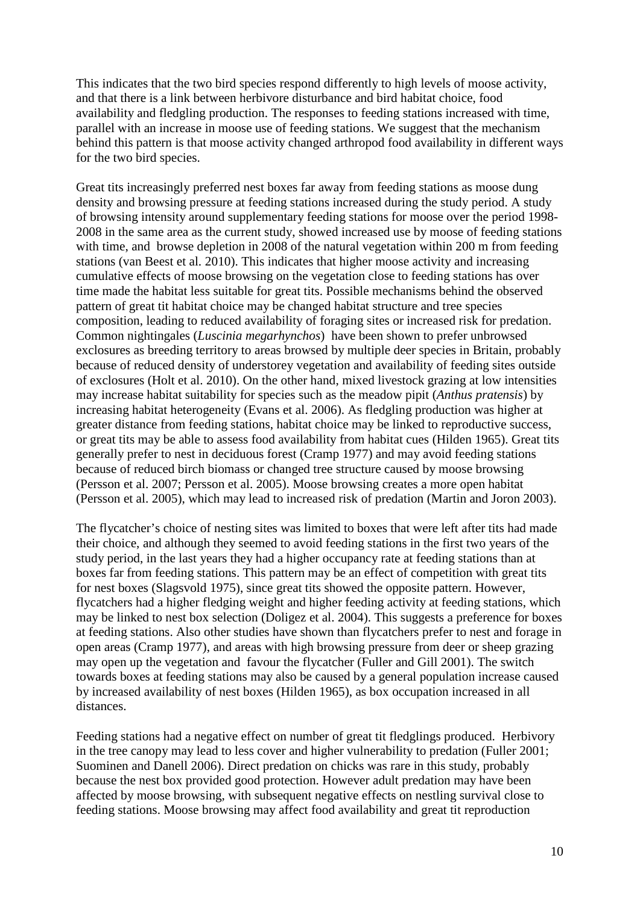This indicates that the two bird species respond differently to high levels of moose activity, and that there is a link between herbivore disturbance and bird habitat choice, food availability and fledgling production. The responses to feeding stations increased with time, parallel with an increase in moose use of feeding stations. We suggest that the mechanism behind this pattern is that moose activity changed arthropod food availability in different ways for the two bird species.

Great tits increasingly preferred nest boxes far away from feeding stations as moose dung density and browsing pressure at feeding stations increased during the study period. A study of browsing intensity around supplementary feeding stations for moose over the period 1998-2008 in the same area as the current study, showed increased use by moose of feeding stations with time, and browse depletion in 2008 of the natural vegetation within 200 m from feeding stations (van Beest et al. 2010). This indicates that higher moose activity and increasing cumulative effects of moose browsing on the vegetation close to feeding stations has over time made the habitat less suitable for great tits. Possible mechanisms behind the observed pattern of great tit habitat choice may be changed habitat structure and tree species composition, leading to reduced availability of foraging sites or increased risk for predation. Common nightingales (*Luscinia megarhynchos*) have been shown to prefer unbrowsed exclosures as breeding territory to areas browsed by multiple deer species in Britain, probably because of reduced density of understorey vegetation and availability of feeding sites outside of exclosures (Holt et al. 2010). On the other hand, mixed livestock grazing at low intensities may increase habitat suitability for species such as the meadow pipit (*Anthus pratensis*) by increasing habitat heterogeneity (Evans et al. 2006). As fledgling production was higher at greater distance from feeding stations, habitat choice may be linked to reproductive success, or great tits may be able to assess food availability from habitat cues (Hilden 1965). Great tits generally prefer to nest in deciduous forest (Cramp 1977) and may avoid feeding stations because of reduced birch biomass or changed tree structure caused by moose browsing (Persson et al. 2007; Persson et al. 2005). Moose browsing creates a more open habitat (Persson et al. 2005), which may lead to increased risk of predation (Martin and Joron 2003).

The flycatcher's choice of nesting sites was limited to boxes that were left after tits had made their choice, and although they seemed to avoid feeding stations in the first two years of the study period, in the last years they had a higher occupancy rate at feeding stations than at boxes far from feeding stations. This pattern may be an effect of competition with great tits for nest boxes (Slagsvold 1975), since great tits showed the opposite pattern. However, flycatchers had a higher fledging weight and higher feeding activity at feeding stations, which may be linked to nest box selection (Doligez et al. 2004). This suggests a preference for boxes at feeding stations. Also other studies have shown than flycatchers prefer to nest and forage in open areas (Cramp 1977), and areas with high browsing pressure from deer or sheep grazing may open up the vegetation and favour the flycatcher (Fuller and Gill 2001). The switch towards boxes at feeding stations may also be caused by a general population increase caused by increased availability of nest boxes (Hilden 1965), as box occupation increased in all distances.

Feeding stations had a negative effect on number of great tit fledglings produced. Herbivory in the tree canopy may lead to less cover and higher vulnerability to predation (Fuller 2001; Suominen and Danell 2006). Direct predation on chicks was rare in this study, probably because the nest box provided good protection. However adult predation may have been affected by moose browsing, with subsequent negative effects on nestling survival close to feeding stations. Moose browsing may affect food availability and great tit reproduction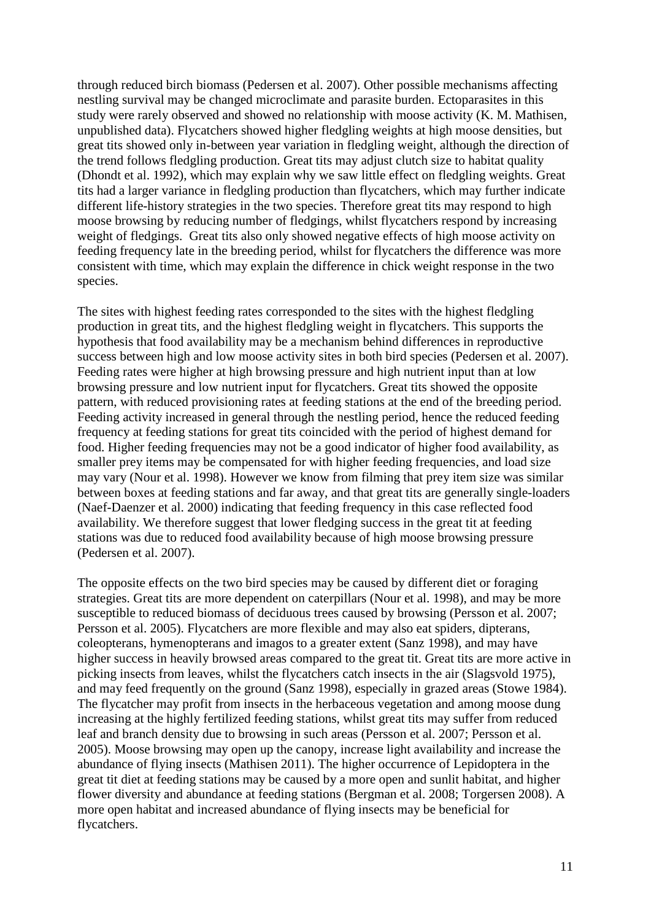through reduced birch biomass (Pedersen et al. 2007). Other possible mechanisms affecting nestling survival may be changed microclimate and parasite burden. Ectoparasites in this study were rarely observed and showed no relationship with moose activity (K. M. Mathisen, unpublished data). Flycatchers showed higher fledgling weights at high moose densities, but great tits showed only in-between year variation in fledgling weight, although the direction of the trend follows fledgling production. Great tits may adjust clutch size to habitat quality (Dhondt et al. 1992), which may explain why we saw little effect on fledgling weights. Great tits had a larger variance in fledgling production than flycatchers, which may further indicate different life-history strategies in the two species. Therefore great tits may respond to high moose browsing by reducing number of fledgings, whilst flycatchers respond by increasing weight of fledgings. Great tits also only showed negative effects of high moose activity on feeding frequency late in the breeding period, whilst for flycatchers the difference was more consistent with time, which may explain the difference in chick weight response in the two species.

The sites with highest feeding rates corresponded to the sites with the highest fledgling production in great tits, and the highest fledgling weight in flycatchers. This supports the hypothesis that food availability may be a mechanism behind differences in reproductive success between high and low moose activity sites in both bird species (Pedersen et al. 2007). Feeding rates were higher at high browsing pressure and high nutrient input than at low browsing pressure and low nutrient input for flycatchers. Great tits showed the opposite pattern, with reduced provisioning rates at feeding stations at the end of the breeding period. Feeding activity increased in general through the nestling period, hence the reduced feeding frequency at feeding stations for great tits coincided with the period of highest demand for food. Higher feeding frequencies may not be a good indicator of higher food availability, as smaller prey items may be compensated for with higher feeding frequencies, and load size may vary (Nour et al. 1998). However we know from filming that prey item size was similar between boxes at feeding stations and far away, and that great tits are generally single-loaders (Naef-Daenzer et al. 2000) indicating that feeding frequency in this case reflected food availability. We therefore suggest that lower fledging success in the great tit at feeding stations was due to reduced food availability because of high moose browsing pressure (Pedersen et al. 2007).

The opposite effects on the two bird species may be caused by different diet or foraging strategies. Great tits are more dependent on caterpillars (Nour et al. 1998), and may be more susceptible to reduced biomass of deciduous trees caused by browsing (Persson et al. 2007; Persson et al. 2005). Flycatchers are more flexible and may also eat spiders, dipterans, coleopterans, hymenopterans and imagos to a greater extent (Sanz 1998), and may have higher success in heavily browsed areas compared to the great tit. Great tits are more active in picking insects from leaves, whilst the flycatchers catch insects in the air (Slagsvold 1975), and may feed frequently on the ground (Sanz 1998), especially in grazed areas (Stowe 1984). The flycatcher may profit from insects in the herbaceous vegetation and among moose dung increasing at the highly fertilized feeding stations, whilst great tits may suffer from reduced leaf and branch density due to browsing in such areas (Persson et al. 2007; Persson et al. 2005). Moose browsing may open up the canopy, increase light availability and increase the abundance of flying insects (Mathisen 2011). The higher occurrence of Lepidoptera in the great tit diet at feeding stations may be caused by a more open and sunlit habitat, and higher flower diversity and abundance at feeding stations (Bergman et al. 2008; Torgersen 2008). A more open habitat and increased abundance of flying insects may be beneficial for flycatchers.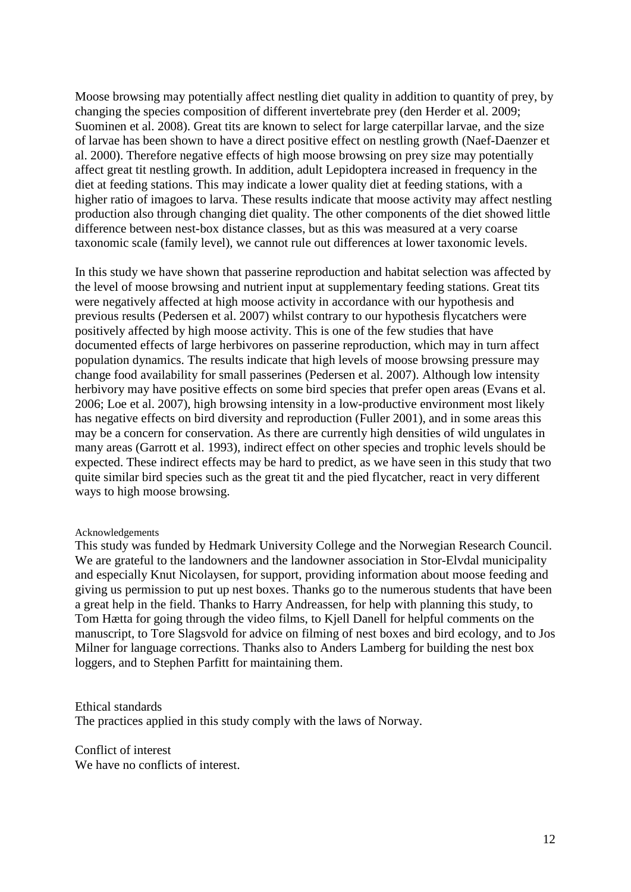Moose browsing may potentially affect nestling diet quality in addition to quantity of prey, by changing the species composition of different invertebrate prey (den Herder et al. 2009; Suominen et al. 2008). Great tits are known to select for large caterpillar larvae, and the size of larvae has been shown to have a direct positive effect on nestling growth (Naef-Daenzer et al. 2000). Therefore negative effects of high moose browsing on prey size may potentially affect great tit nestling growth. In addition, adult Lepidoptera increased in frequency in the diet at feeding stations. This may indicate a lower quality diet at feeding stations, with a higher ratio of imagoes to larva. These results indicate that moose activity may affect nestling production also through changing diet quality. The other components of the diet showed little difference between nest-box distance classes, but as this was measured at a very coarse taxonomic scale (family level), we cannot rule out differences at lower taxonomic levels.

In this study we have shown that passerine reproduction and habitat selection was affected by the level of moose browsing and nutrient input at supplementary feeding stations. Great tits were negatively affected at high moose activity in accordance with our hypothesis and previous results (Pedersen et al. 2007) whilst contrary to our hypothesis flycatchers were positively affected by high moose activity. This is one of the few studies that have documented effects of large herbivores on passerine reproduction, which may in turn affect population dynamics. The results indicate that high levels of moose browsing pressure may change food availability for small passerines (Pedersen et al. 2007). Although low intensity herbivory may have positive effects on some bird species that prefer open areas (Evans et al. 2006; Loe et al. 2007), high browsing intensity in a low-productive environment most likely has negative effects on bird diversity and reproduction (Fuller 2001), and in some areas this may be a concern for conservation. As there are currently high densities of wild ungulates in many areas (Garrott et al. 1993), indirect effect on other species and trophic levels should be expected. These indirect effects may be hard to predict, as we have seen in this study that two quite similar bird species such as the great tit and the pied flycatcher, react in very different ways to high moose browsing.

Acknowledgements

This study was funded by Hedmark University College and the Norwegian Research Council. We are grateful to the landowners and the landowner association in Stor-Elvdal municipality and especially Knut Nicolaysen, for support, providing information about moose feeding and giving us permission to put up nest boxes. Thanks go to the numerous students that have been a great help in the field. Thanks to Harry Andreassen, for help with planning this study, to Tom Hætta for going through the video films, to Kjell Danell for helpful comments on the manuscript, to Tore Slagsvold for advice on filming of nest boxes and bird ecology, and to Jos Milner for language corrections. Thanks also to Anders Lamberg for building the nest box loggers, and to Stephen Parfitt for maintaining them.

Ethical standards

The practices applied in this study comply with the laws of Norway.

Conflict of interest

We have no conflicts of interest.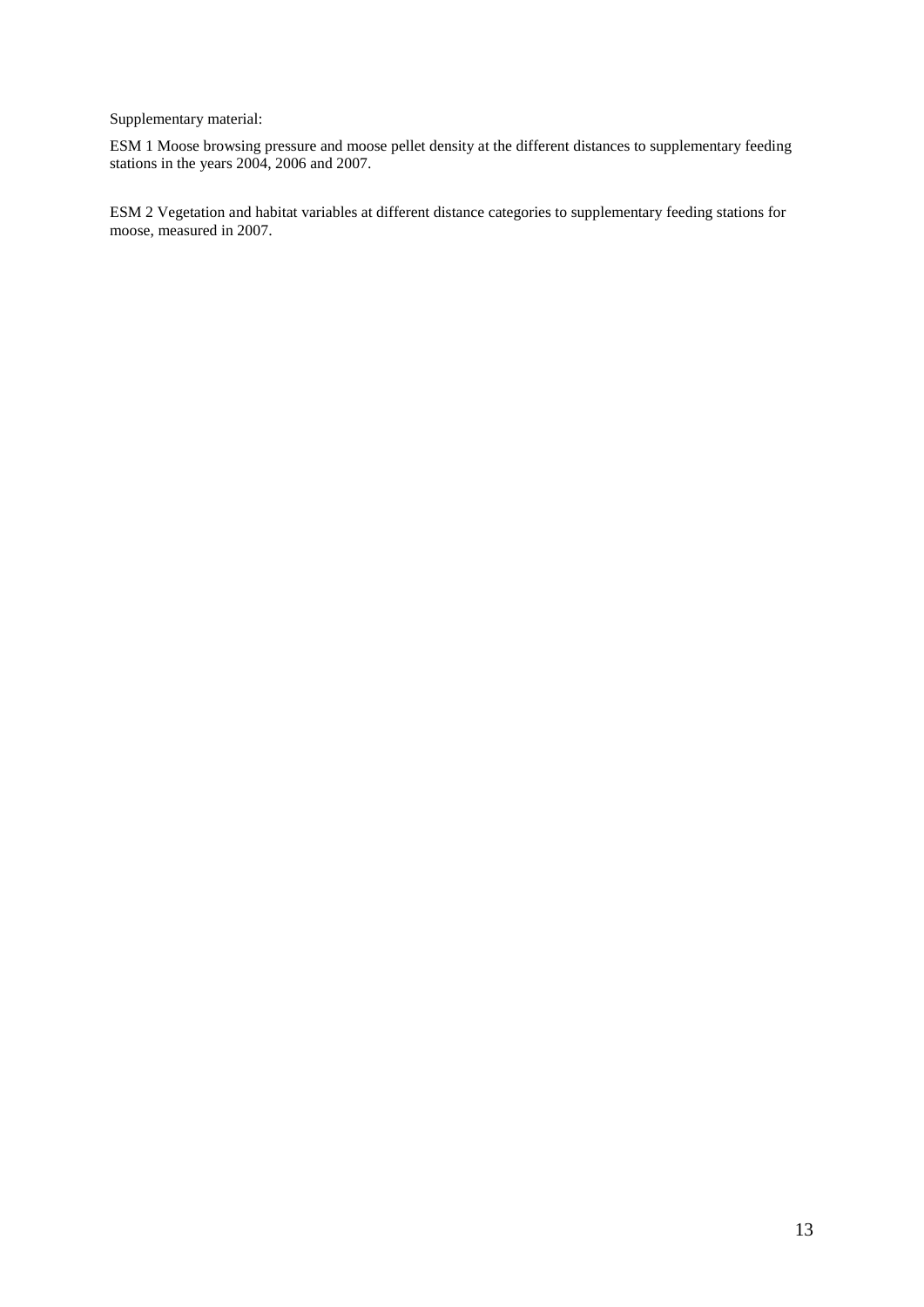Supplementary material:

ESM 1 Moose browsing pressure and moose pellet density at the different distances to supplementary feeding stations in the years 2004, 2006 and 2007.

ESM 2 Vegetation and habitat variables at different distance categories to supplementary feeding stations for moose, measured in 2007.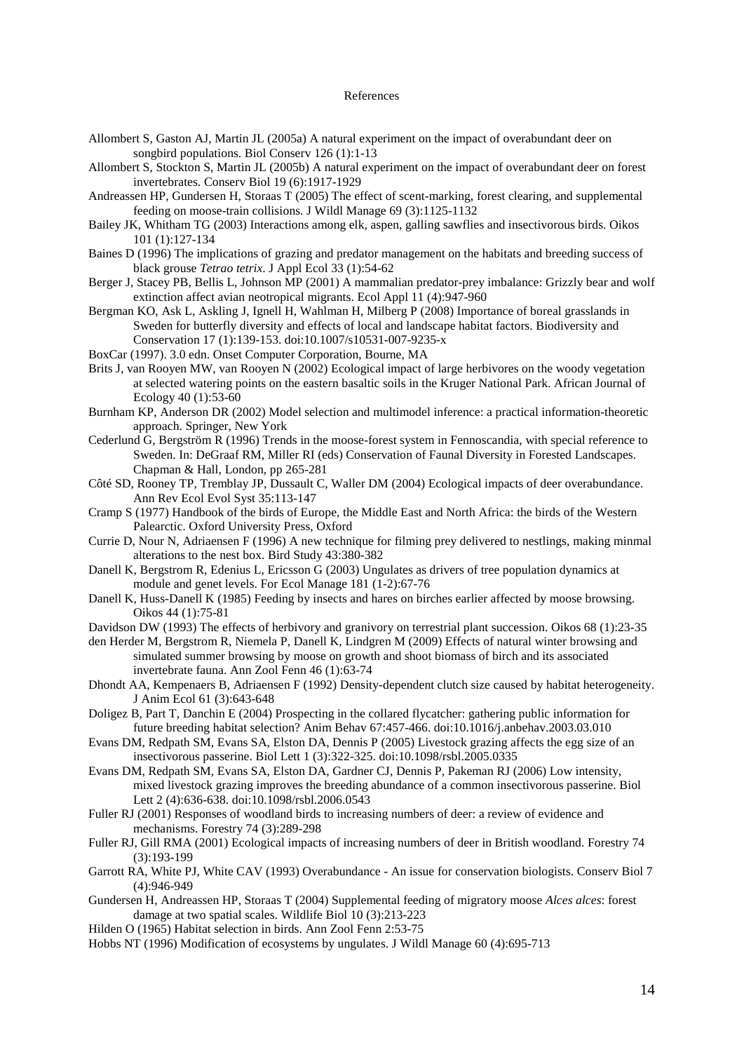# References

Allombert S, Gaston AJ, Martin JL (2005a) A natural experiment on the impact of overabundant deer on songbird populations. Biol Conserv 126 (1):1-13

Allombert S, Stockton S, Martin JL (2005b) A natural experiment on the impact of overabundant deer on forest invertebrates. Conserv Biol 19 (6):1917-1929

Andreassen HP, Gundersen H, Storaas T (2005) The effect of scent-marking, forest clearing, and supplemental feeding on moose-train collisions. J Wildl Manage 69 (3):1125-1132

Bailey JK, Whitham TG (2003) Interactions among elk, aspen, galling sawflies and insectivorous birds. Oikos 101 (1):127-134

Baines D (1996) The implications of grazing and predator management on the habitats and breeding success of black grouse *Tetrao tetrix*. J Appl Ecol 33 (1):54-62

Berger J, Stacey PB, Bellis L, Johnson MP (2001) A mammalian predator-prey imbalance: Grizzly bear and wolf extinction affect avian neotropical migrants. Ecol Appl 11 (4):947-960

Bergman KO, Ask L, Askling J, Ignell H, Wahlman H, Milberg P (2008) Importance of boreal grasslands in Sweden for butterfly diversity and effects of local and landscape habitat factors. Biodiversity and Conservation 17 (1):139-153. doi:10.1007/s10531-007-9235-x

BoxCar (1997). 3.0 edn. Onset Computer Corporation, Bourne, MA

Brits J, van Rooyen MW, van Rooyen N (2002) Ecological impact of large herbivores on the woody vegetation at selected watering points on the eastern basaltic soils in the Kruger National Park. African Journal of Ecology 40 (1):53-60

Burnham KP, Anderson DR (2002) Model selection and multimodel inference: a practical information-theoretic approach. Springer, New York

Cederlund G, Bergström R (1996) Trends in the moose-forest system in Fennoscandia, with special reference to Sweden. In: DeGraaf RM, Miller RI (eds) Conservation of Faunal Diversity in Forested Landscapes. Chapman & Hall, London, pp 265-281

Côté SD, Rooney TP, Tremblay JP, Dussault C, Waller DM (2004) Ecological impacts of deer overabundance. Ann Rev Ecol Evol Syst 35:113-147

Cramp S (1977) Handbook of the birds of Europe, the Middle East and North Africa: the birds of the Western Palearctic. Oxford University Press, Oxford

Currie D, Nour N, Adriaensen F (1996) A new technique for filming prey delivered to nestlings, making minmal alterations to the nest box. Bird Study 43:380-382

Danell K, Bergstrom R, Edenius L, Ericsson G (2003) Ungulates as drivers of tree population dynamics at module and genet levels. For Ecol Manage 181 (1-2):67-76

Danell K, Huss-Danell K (1985) Feeding by insects and hares on birches earlier affected by moose browsing. Oikos 44 (1):75-81

Davidson DW (1993) The effects of herbivory and granivory on terrestrial plant succession. Oikos 68 (1):23-35

den Herder M, Bergstrom R, Niemela P, Danell K, Lindgren M (2009) Effects of natural winter browsing and simulated summer browsing by moose on growth and shoot biomass of birch and its associated invertebrate fauna. Ann Zool Fenn 46 (1):63-74

Dhondt AA, Kempenaers B, Adriaensen F (1992) Density-dependent clutch size caused by habitat heterogeneity. J Anim Ecol 61 (3):643-648

Doligez B, Part T, Danchin E (2004) Prospecting in the collared flycatcher: gathering public information for future breeding habitat selection? Anim Behav 67:457-466. doi:10.1016/j.anbehav.2003.03.010

Evans DM, Redpath SM, Evans SA, Elston DA, Dennis P (2005) Livestock grazing affects the egg size of an insectivorous passerine. Biol Lett 1 (3):322-325. doi:10.1098/rsbl.2005.0335

Evans DM, Redpath SM, Evans SA, Elston DA, Gardner CJ, Dennis P, Pakeman RJ (2006) Low intensity, mixed livestock grazing improves the breeding abundance of a common insectivorous passerine. Biol Lett 2 (4):636-638. doi:10.1098/rsbl.2006.0543

Fuller RJ (2001) Responses of woodland birds to increasing numbers of deer: a review of evidence and mechanisms. Forestry 74 (3):289-298

Fuller RJ, Gill RMA (2001) Ecological impacts of increasing numbers of deer in British woodland. Forestry 74 (3):193-199

Garrott RA, White PJ, White CAV (1993) Overabundance - An issue for conservation biologists. Conserv Biol 7 (4):946-949

Gundersen H, Andreassen HP, Storaas T (2004) Supplemental feeding of migratory moose *Alces alces*: forest damage at two spatial scales. Wildlife Biol 10 (3):213-223

Hilden O (1965) Habitat selection in birds. Ann Zool Fenn 2:53-75

Hobbs NT (1996) Modification of ecosystems by ungulates. J Wildl Manage 60 (4):695-713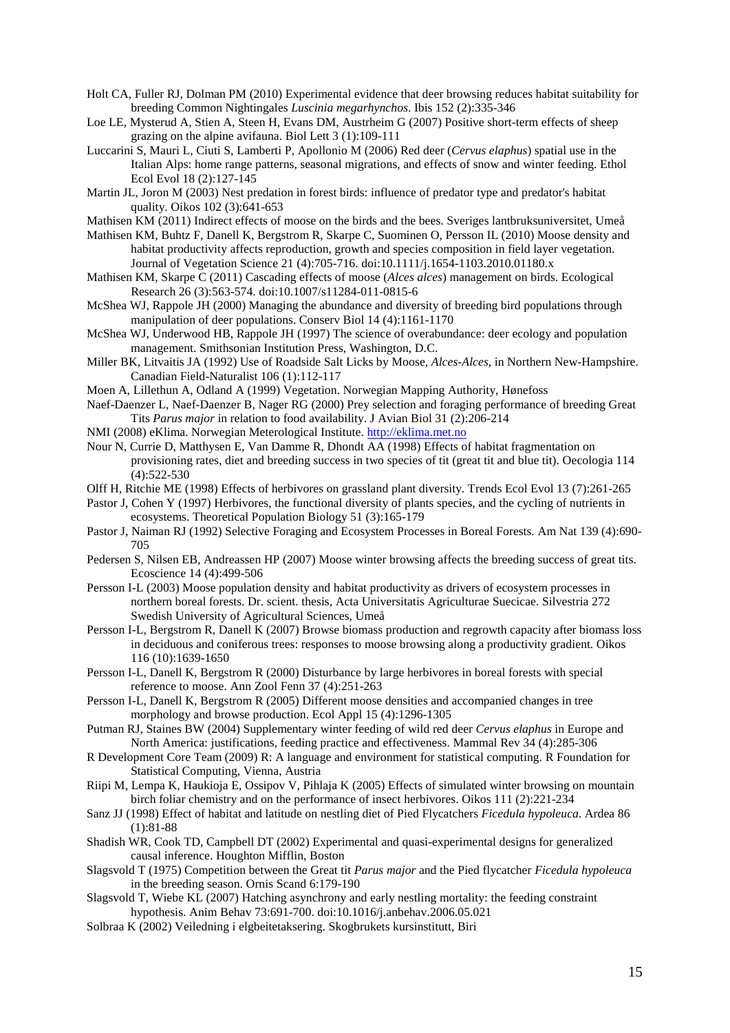Holt CA, Fuller RJ, Dolman PM (2010) Experimental evidence that deer browsing reduces habitat suitability for breeding Common Nightingales *Luscinia megarhynchos*. Ibis 152 (2):335-346

Loe LE, Mysterud A, Stien A, Steen H, Evans DM, Austrheim G (2007) Positive short-term effects of sheep grazing on the alpine avifauna. Biol Lett 3 (1):109-111

Luccarini S, Mauri L, Ciuti S, Lamberti P, Apollonio M (2006) Red deer (*Cervus elaphus*) spatial use in the Italian Alps: home range patterns, seasonal migrations, and effects of snow and winter feeding. Ethol Ecol Evol 18 (2):127-145

Martin JL, Joron M (2003) Nest predation in forest birds: influence of predator type and predator's habitat quality. Oikos 102 (3):641-653

Mathisen KM (2011) Indirect effects of moose on the birds and the bees. Sveriges lantbruksuniversitet, Umeå

Mathisen KM, Buhtz F, Danell K, Bergstrom R, Skarpe C, Suominen O, Persson IL (2010) Moose density and habitat productivity affects reproduction, growth and species composition in field layer vegetation. Journal of Vegetation Science 21 (4):705-716. doi:10.1111/j.1654-1103.2010.01180.x

Mathisen KM, Skarpe C (2011) Cascading effects of moose (*Alces alces*) management on birds. Ecological Research 26 (3):563-574. doi:10.1007/s11284-011-0815-6

McShea WJ, Rappole JH (2000) Managing the abundance and diversity of breeding bird populations through manipulation of deer populations. Conserv Biol 14 (4):1161-1170

McShea WJ, Underwood HB, Rappole JH (1997) The science of overabundance: deer ecology and population management. Smithsonian Institution Press, Washington, D.C.

Miller BK, Litvaitis JA (1992) Use of Roadside Salt Licks by Moose, *Alces-Alces*, in Northern New-Hampshire. Canadian Field-Naturalist 106 (1):112-117

Moen A, Lillethun A, Odland A (1999) Vegetation. Norwegian Mapping Authority, Hønefoss

Naef-Daenzer L, Naef-Daenzer B, Nager RG (2000) Prey selection and foraging performance of breeding Great Tits *Parus major* in relation to food availability. J Avian Biol 31 (2):206-214

NMI (2008) eKlima. Norwegian Meterological Institute. http://eklima.met.no

Nour N, Currie D, Matthysen E, Van Damme R, Dhondt AA (1998) Effects of habitat fragmentation on provisioning rates, diet and breeding success in two species of tit (great tit and blue tit). Oecologia 114 (4):522-530

Olff H, Ritchie ME (1998) Effects of herbivores on grassland plant diversity. Trends Ecol Evol 13 (7):261-265

Pastor J, Cohen Y (1997) Herbivores, the functional diversity of plants species, and the cycling of nutrients in ecosystems. Theoretical Population Biology 51 (3):165-179

Pastor J, Naiman RJ (1992) Selective Foraging and Ecosystem Processes in Boreal Forests. Am Nat 139 (4):690-705

Pedersen S, Nilsen EB, Andreassen HP (2007) Moose winter browsing affects the breeding success of great tits. Ecoscience 14 (4):499-506

Persson I-L (2003) Moose population density and habitat productivity as drivers of ecosystem processes in northern boreal forests. Dr. scient. thesis, Acta Universitatis Agriculturae Suecicae. Silvestria 272 Swedish University of Agricultural Sciences, Umeå

Persson I-L, Bergstrom R, Danell K (2007) Browse biomass production and regrowth capacity after biomass loss in deciduous and coniferous trees: responses to moose browsing along a productivity gradient. Oikos 116 (10):1639-1650

Persson I-L, Danell K, Bergstrom R (2000) Disturbance by large herbivores in boreal forests with special reference to moose. Ann Zool Fenn 37 (4):251-263

Persson I-L, Danell K, Bergstrom R (2005) Different moose densities and accompanied changes in tree morphology and browse production. Ecol Appl 15 (4):1296-1305

Putman RJ, Staines BW (2004) Supplementary winter feeding of wild red deer *Cervus elaphus* in Europe and North America: justifications, feeding practice and effectiveness. Mammal Rev 34 (4):285-306

R Development Core Team (2009) R: A language and environment for statistical computing. R Foundation for Statistical Computing, Vienna, Austria

Riipi M, Lempa K, Haukioja E, Ossipov V, Pihlaja K (2005) Effects of simulated winter browsing on mountain birch foliar chemistry and on the performance of insect herbivores. Oikos 111 (2):221-234

Sanz JJ (1998) Effect of habitat and latitude on nestling diet of Pied Flycatchers *Ficedula hypoleuca*. Ardea 86 (1):81-88

Shadish WR, Cook TD, Campbell DT (2002) Experimental and quasi-experimental designs for generalized causal inference. Houghton Mifflin, Boston

Slagsvold T (1975) Competition between the Great tit *Parus major* and the Pied flycatcher *Ficedula hypoleuca* in the breeding season. Ornis Scand 6:179-190

Slagsvold T, Wiebe KL (2007) Hatching asynchrony and early nestling mortality: the feeding constraint hypothesis. Anim Behav 73:691-700. doi:10.1016/j.anbehav.2006.05.021

Solbraa K (2002) Veiledning i elgbeitetaksering. Skogbrukets kursinstitutt, Biri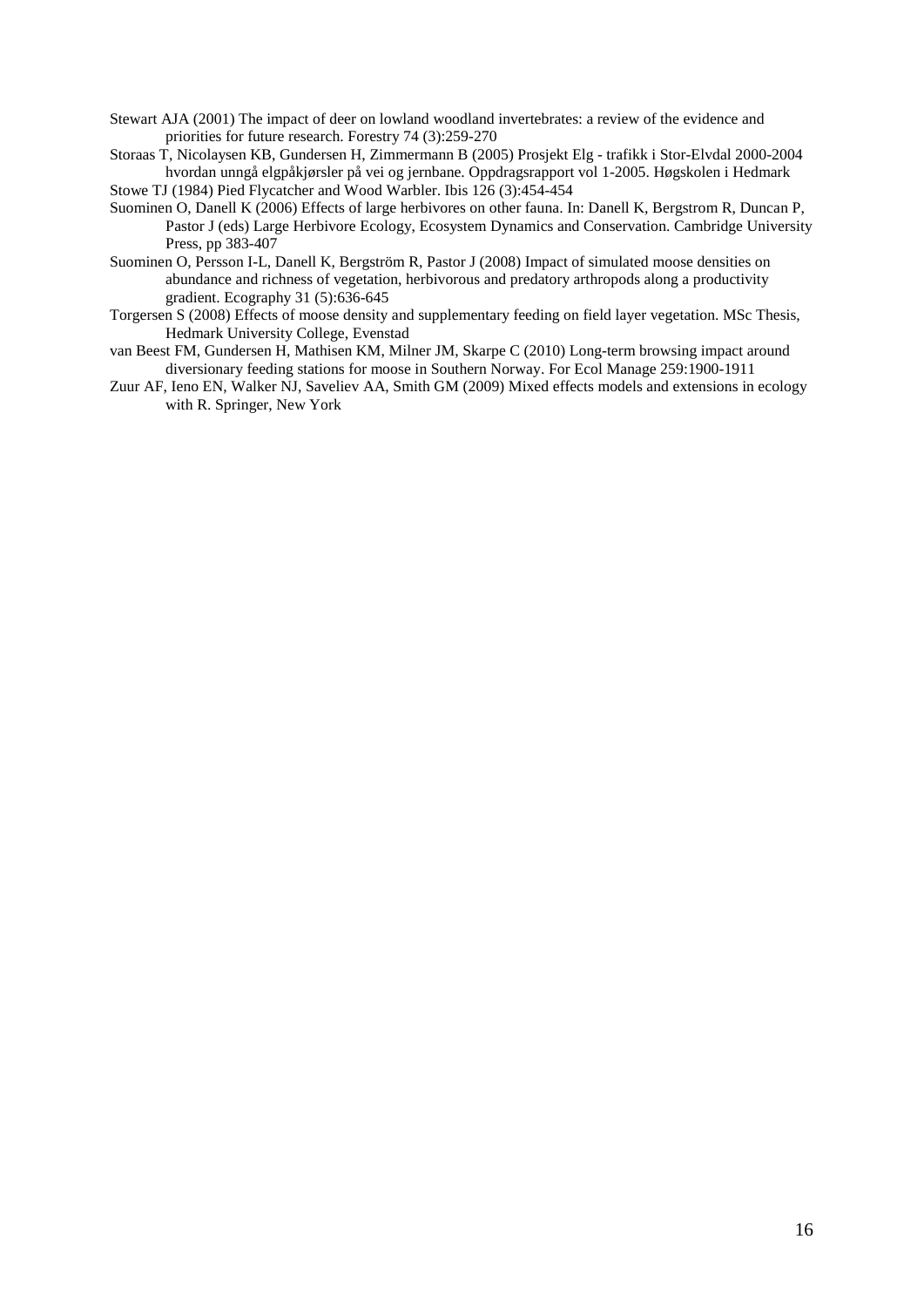Stewart AJA (2001) The impact of deer on lowland woodland invertebrates: a review of the evidence and priorities for future research. Forestry 74 (3):259-270

Storaas T, Nicolaysen KB, Gundersen H, Zimmermann B (2005) Prosjekt Elg - trafikk i Stor-Elvdal 2000-2004 hvordan unngå elgpåkjørsler på vei og jernbane. Oppdragsrapport vol 1-2005. Høgskolen i Hedmark

Stowe TJ (1984) Pied Flycatcher and Wood Warbler. Ibis 126 (3):454-454

Suominen O, Danell K (2006) Effects of large herbivores on other fauna. In: Danell K, Bergstrom R, Duncan P, Pastor J (eds) Large Herbivore Ecology, Ecosystem Dynamics and Conservation. Cambridge University Press, pp 383-407

Suominen O, Persson I-L, Danell K, Bergström R, Pastor J (2008) Impact of simulated moose densities on abundance and richness of vegetation, herbivorous and predatory arthropods along a productivity gradient. Ecography 31 (5):636-645

Torgersen S (2008) Effects of moose density and supplementary feeding on field layer vegetation. MSc Thesis, Hedmark University College, Evenstad

van Beest FM, Gundersen H, Mathisen KM, Milner JM, Skarpe C (2010) Long-term browsing impact around diversionary feeding stations for moose in Southern Norway. For Ecol Manage 259:1900-1911

Zuur AF, Ieno EN, Walker NJ, Saveliev AA, Smith GM (2009) Mixed effects models and extensions in ecology with R. Springer, New York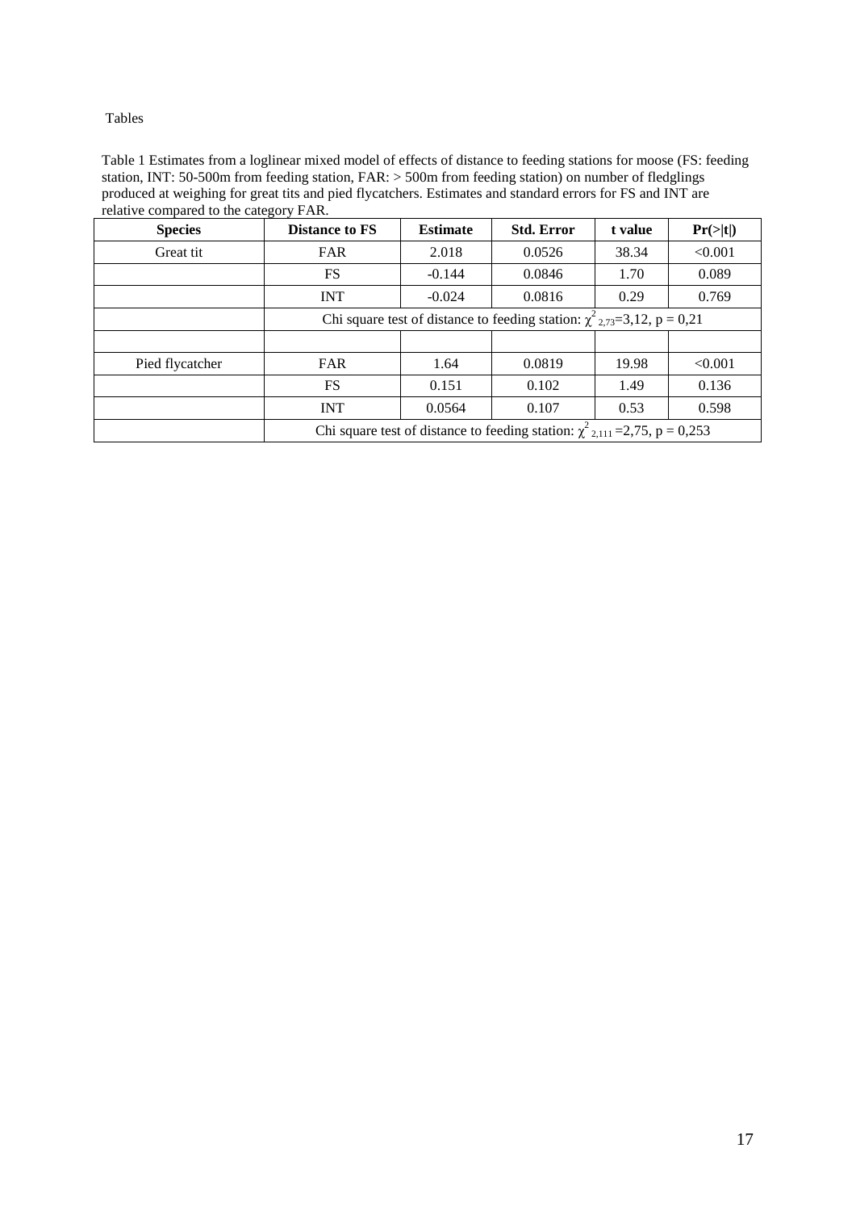Tables

Table 1 Estimates from a loglinear mixed model of effects of distance to feeding stations for moose (FS: feeding station, INT: 50-500m from feeding station, FAR: > 500m from feeding station) on number of fledglings produced at weighing for great tits and pied flycatchers. Estimates and standard errors for FS and INT are relative compared to the category FAR.

| **Species** | **Distance to FS** | **Estimate** | **Std. Error** | **t value** | **Pr(>\|t\|)** |
|---|---|---|---|---|---|
| Great tit | FAR | 2.018 | 0.0526 | 38.34 | <0.001 |
| | FS | -0.144 | 0.0846 | 1.70 | 0.089 |
| | INT | -0.024 | 0.0816 | 0.29 | 0.769 |
| | Chi square test of distance to feeding station: $\chi^2_{2,73}$=3,12, p = 0,21 | | | | |
| | | | | | |
| Pied flycatcher | FAR | 1.64 | 0.0819 | 19.98 | <0.001 |
| | FS | 0.151 | 0.102 | 1.49 | 0.136 |
| | INT | 0.0564 | 0.107 | 0.53 | 0.598 |
| | Chi square test of distance to feeding station: $\chi^2_{2,111}$ =2,75, p = 0,253 | | | | |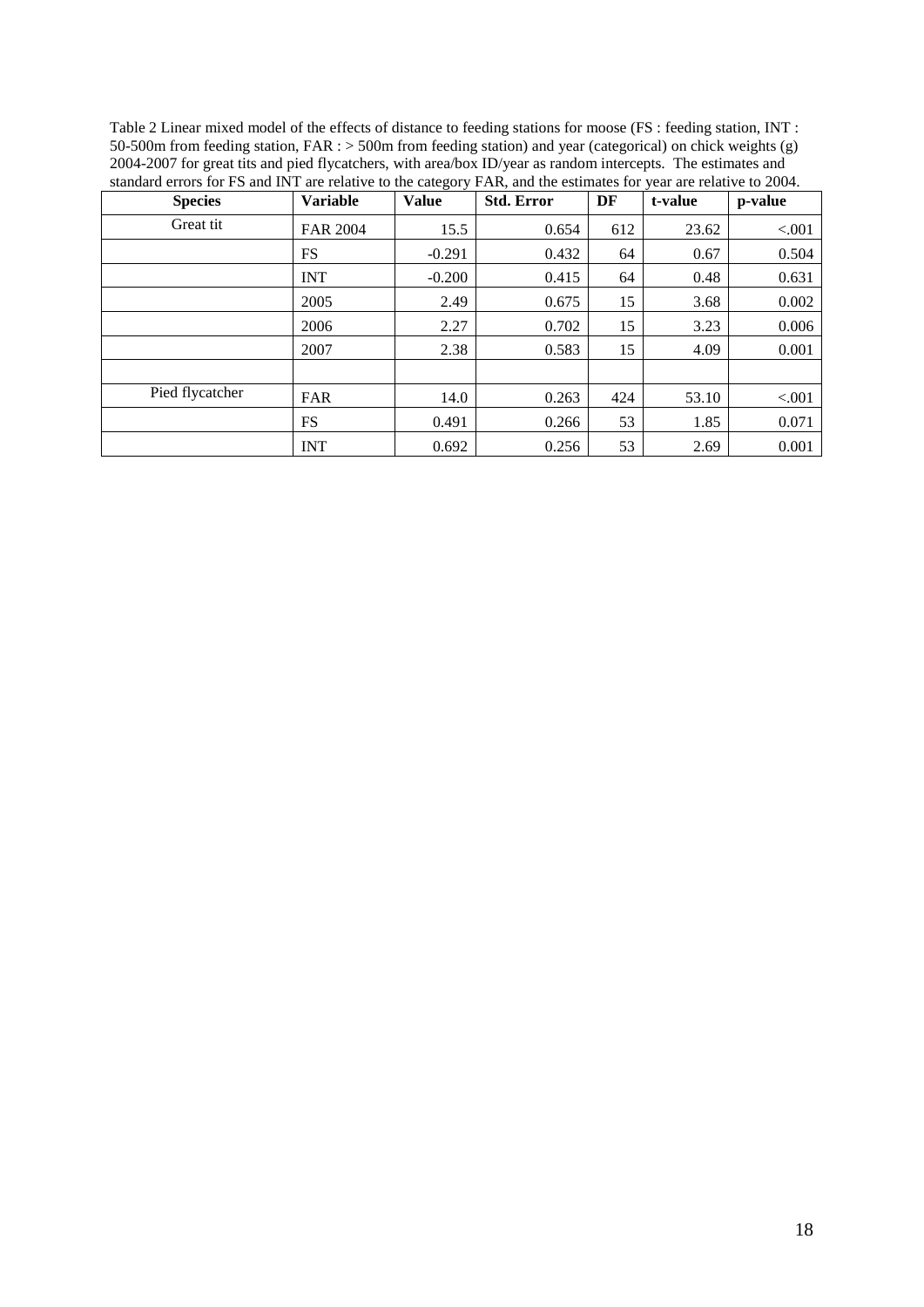Table 2 Linear mixed model of the effects of distance to feeding stations for moose (FS : feeding station, INT : 50-500m from feeding station, FAR : > 500m from feeding station) and year (categorical) on chick weights (g) 2004-2007 for great tits and pied flycatchers, with area/box ID/year as random intercepts. The estimates and standard errors for FS and INT are relative to the category FAR, and the estimates for year are relative to 2004.

| Species | Variable | Value | Std. Error | DF | t-value | p-value |
|---|---|---|---|---|---|---|
| Great tit | FAR 2004 | 15.5 | 0.654 | 612 | 23.62 | <.001 |
| | FS | -0.291 | 0.432 | 64 | 0.67 | 0.504 |
| | INT | -0.200 | 0.415 | 64 | 0.48 | 0.631 |
| | 2005 | 2.49 | 0.675 | 15 | 3.68 | 0.002 |
| | 2006 | 2.27 | 0.702 | 15 | 3.23 | 0.006 |
| | 2007 | 2.38 | 0.583 | 15 | 4.09 | 0.001 |
| | | | | | | |
| Pied flycatcher | FAR | 14.0 | 0.263 | 424 | 53.10 | <.001 |
| | FS | 0.491 | 0.266 | 53 | 1.85 | 0.071 |
| | INT | 0.692 | 0.256 | 53 | 2.69 | 0.001 |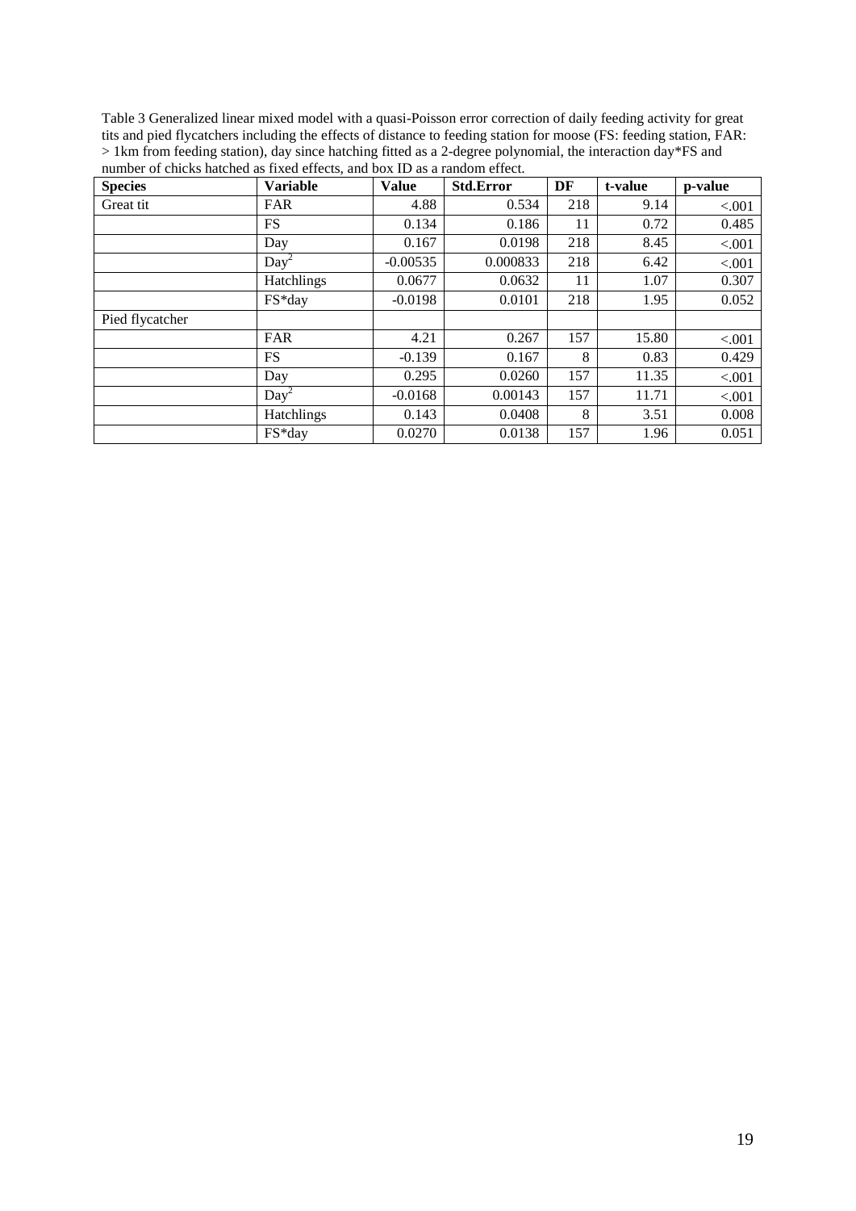Table 3 Generalized linear mixed model with a quasi-Poisson error correction of daily feeding activity for great tits and pied flycatchers including the effects of distance to feeding station for moose (FS: feeding station, FAR: > 1km from feeding station), day since hatching fitted as a 2-degree polynomial, the interaction day*FS and number of chicks hatched as fixed effects, and box ID as a random effect.

| **Species** | **Variable** | **Value** | **Std.Error** | **DF** | **t-value** | **p-value** |
|---|---|---|---|---|---|---|
| Great tit | FAR | 4.88 | 0.534 | 218 | 9.14 | <.001 |
| | FS | 0.134 | 0.186 | 11 | 0.72 | 0.485 |
| | Day | 0.167 | 0.0198 | 218 | 8.45 | <.001 |
| | $Day^2$ | -0.00535 | 0.000833 | 218 | 6.42 | <.001 |
| | Hatchlings | 0.0677 | 0.0632 | 11 | 1.07 | 0.307 |
| | FS*day | -0.0198 | 0.0101 | 218 | 1.95 | 0.052 |
| Pied flycatcher | | | | | | |
| | FAR | 4.21 | 0.267 | 157 | 15.80 | <.001 |
| | FS | -0.139 | 0.167 | 8 | 0.83 | 0.429 |
| | Day | 0.295 | 0.0260 | 157 | 11.35 | <.001 |
| | $Day^2$ | -0.0168 | 0.00143 | 157 | 11.71 | <.001 |
| | Hatchlings | 0.143 | 0.0408 | 8 | 3.51 | 0.008 |
| | FS*day | 0.0270 | 0.0138 | 157 | 1.96 | 0.051 |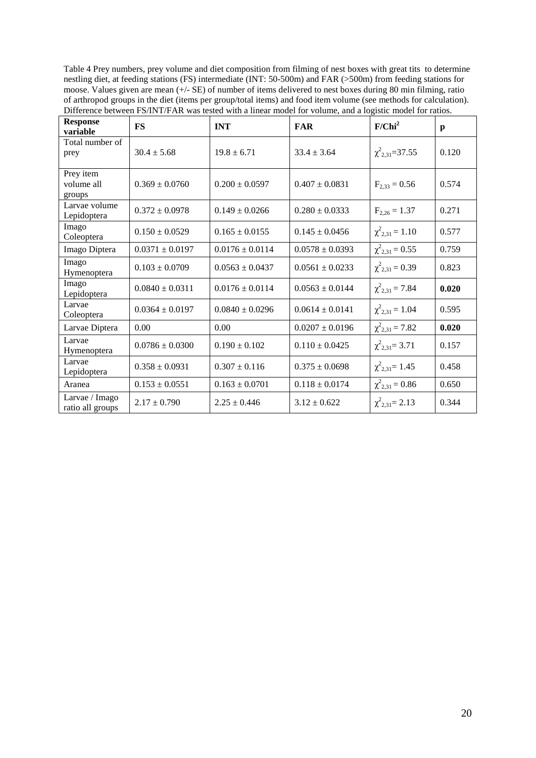Table 4 Prey numbers, prey volume and diet composition from filming of nest boxes with great tits to determine nestling diet, at feeding stations (FS) intermediate (INT: 50-500m) and FAR (>500m) from feeding stations for moose. Values given are mean (+/- SE) of number of items delivered to nest boxes during 80 min filming, ratio of arthropod groups in the diet (items per group/total items) and food item volume (see methods for calculation). Difference between FS/INT/FAR was tested with a linear model for volume, and a logistic model for ratios.

| **Response variable** | **FS** | **INT** | **FAR** | **F/Chi$^2$** | **p** |
|---|---|---|---|---|---|
| Total number of prey | $30.4 \pm 5.68$ | $19.8 \pm 6.71$ | $33.4 \pm 3.64$ | $\chi^2_{2,31}=37.55$ | 0.120 |
| Prey item volume all groups | $0.369 \pm 0.0760$ | $0.200 \pm 0.0597$ | $0.407 \pm 0.0831$ | $F_{2,33} = 0.56$ | 0.574 |
| Larvae volume Lepidoptera | $0.372 \pm 0.0978$ | $0.149 \pm 0.0266$ | $0.280 \pm 0.0333$ | $F_{2,26} = 1.37$ | 0.271 |
| Imago Coleoptera | $0.150 \pm 0.0529$ | $0.165 \pm 0.0155$ | $0.145 \pm 0.0456$ | $\chi^2_{2,31} = 1.10$ | 0.577 |
| Imago Diptera | $0.0371 \pm 0.0197$ | $0.0176 \pm 0.0114$ | $0.0578 \pm 0.0393$ | $\chi^2_{2,31} = 0.55$ | 0.759 |
| Imago Hymenoptera | $0.103 \pm 0.0709$ | $0.0563 \pm 0.0437$ | $0.0561 \pm 0.0233$ | $\chi^2_{2,31} = 0.39$ | 0.823 |
| Imago Lepidoptera | $0.0840 \pm 0.0311$ | $0.0176 \pm 0.0114$ | $0.0563 \pm 0.0144$ | $\chi^2_{2,31} = 7.84$ | **0.020** |
| Larvae Coleoptera | $0.0364 \pm 0.0197$ | $0.0840 \pm 0.0296$ | $0.0614 \pm 0.0141$ | $\chi^2_{2,31} = 1.04$ | 0.595 |
| Larvae Diptera | 0.00 | 0.00 | $0.0207 \pm 0.0196$ | $\chi^2_{2,31} = 7.82$ | **0.020** |
| Larvae Hymenoptera | $0.0786 \pm 0.0300$ | $0.190 \pm 0.102$ | $0.110 \pm 0.0425$ | $\chi^2_{2,31}= 3.71$ | 0.157 |
| Larvae Lepidoptera | $0.358 \pm 0.0931$ | $0.307 \pm 0.116$ | $0.375 \pm 0.0698$ | $\chi^2_{2,31}= 1.45$ | 0.458 |
| Aranea | $0.153 \pm 0.0551$ | $0.163 \pm 0.0701$ | $0.118 \pm 0.0174$ | $\chi^2_{2,31} = 0.86$ | 0.650 |
| Larvae / Imago ratio all groups | $2.17 \pm 0.790$ | $2.25 \pm 0.446$ | $3.12 \pm 0.622$ | $\chi^2_{2,31}= 2.13$ | 0.344 |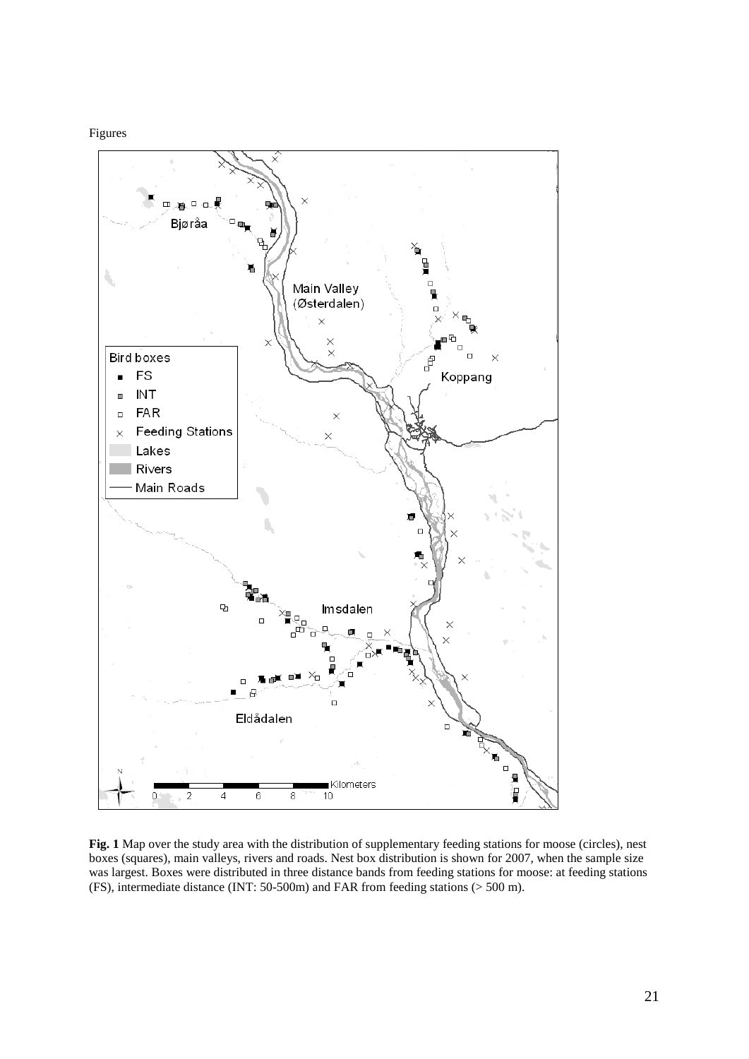Figures

Fig. 1 Map over the study area with the distribution of supplementary feeding stations for moose (circles), nest boxes (squares), main valleys, rivers and roads. Nest box distribution is shown for 2007, when the sample size was largest. Boxes were distributed in three distance bands from feeding stations for moose: at feeding stations (FS), intermediate distance (INT: 50-500m) and FAR from feeding stations (> 500 m).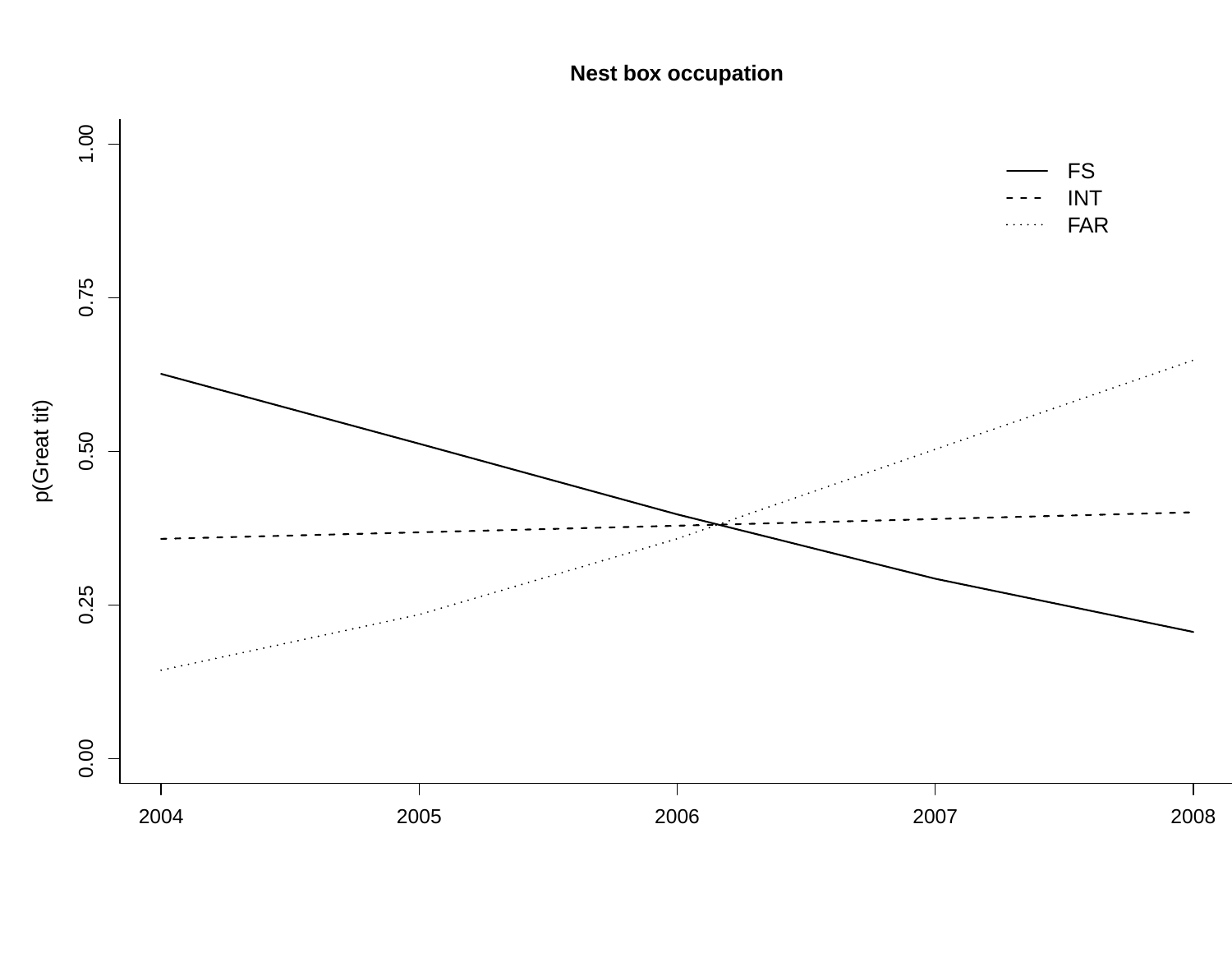**Nest box occupation**

p(Great tit)

FS
INT
FAR

2004 2005 2006 2007 2008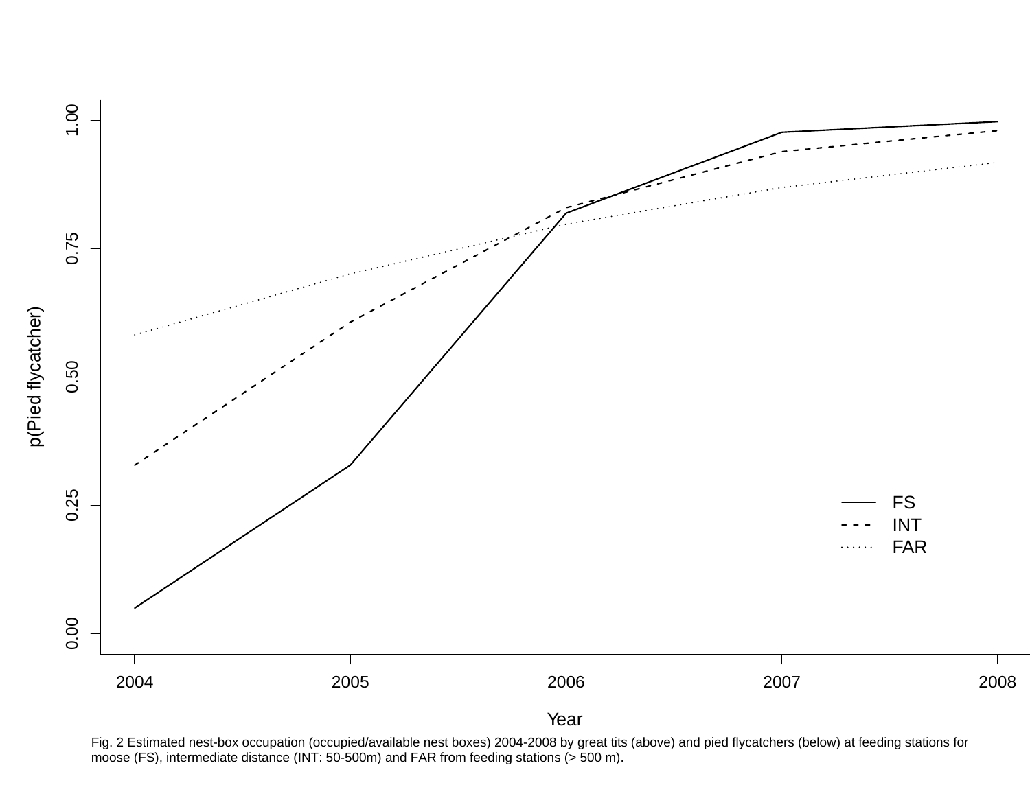Fig. 2 Estimated nest-box occupation (occupied/available nest boxes) 2004-2008 by great tits (above) and pied flycatchers (below) at feeding stations for moose (FS), intermediate distance (INT: 50-500m) and FAR from feeding stations (> 500 m).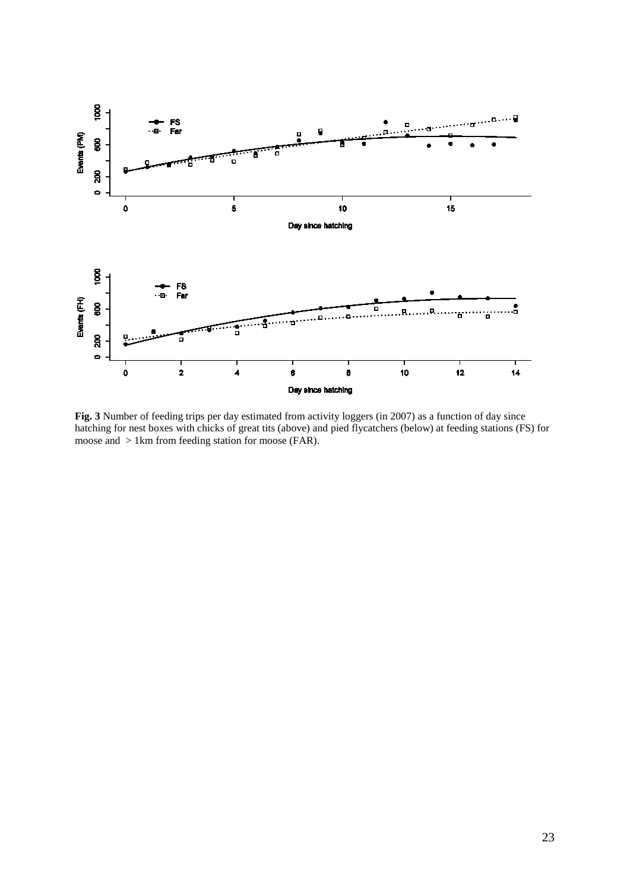**Fig. 3** Number of feeding trips per day estimated from activity loggers (in 2007) as a function of day since hatching for nest boxes with chicks of great tits (above) and pied flycatchers (below) at feeding stations (FS) for moose and > 1km from feeding station for moose (FAR).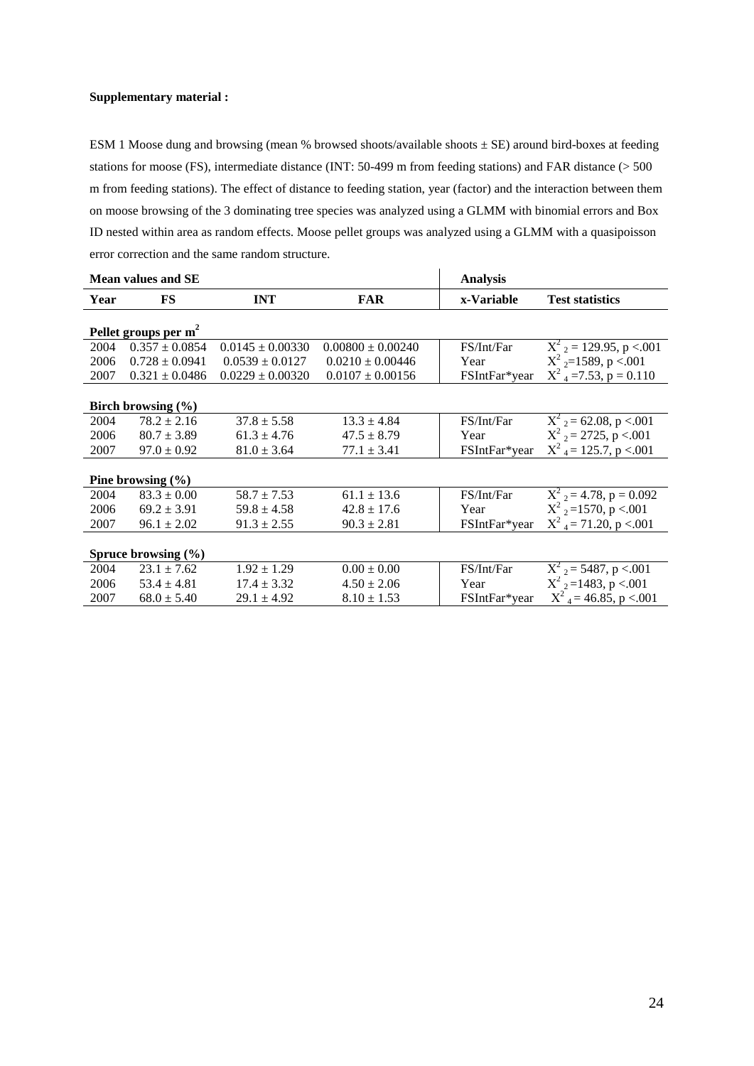**Supplementary material :**

ESM 1 Moose dung and browsing (mean % browsed shoots/available shoots ± SE) around bird-boxes at feeding stations for moose (FS), intermediate distance (INT: 50-499 m from feeding stations) and FAR distance (> 500 m from feeding stations). The effect of distance to feeding station, year (factor) and the interaction between them on moose browsing of the 3 dominating tree species was analyzed using a GLMM with binomial errors and Box ID nested within area as random effects. Moose pellet groups was analyzed using a GLMM with a quasipoisson error correction and the same random structure.

| Mean values and SE | | | | Analysis | |
|---|---|---|---|---|---|
| **Year** | **FS** | **INT** | **FAR** | **x-Variable** | **Test statistics** |
| **Pellet groups per m$^2$** | | | | | |
| 2004 | 0.357 ± 0.0854 | 0.0145 ± 0.00330 | 0.00800 ± 0.00240 | FS/Int/Far | $X^2_2 = 129.95$, $p < .001$ |
| 2006 | 0.728 ± 0.0941 | 0.0539 ± 0.0127 | 0.0210 ± 0.00446 | Year | $X^2_2 = 1589$, $p < .001$ |
| 2007 | 0.321 ± 0.0486 | 0.0229 ± 0.00320 | 0.0107 ± 0.00156 | FSIntFar*year | $X^2_4 = 7.53$, $p = 0.110$ |
| **Birch browsing (%)** | | | | | |
| 2004 | 78.2 ± 2.16 | 37.8 ± 5.58 | 13.3 ± 4.84 | FS/Int/Far | $X^2_2 = 62.08$, $p < .001$ |
| 2006 | 80.7 ± 3.89 | 61.3 ± 4.76 | 47.5 ± 8.79 | Year | $X^2_2 = 2725$, $p < .001$ |
| 2007 | 97.0 ± 0.92 | 81.0 ± 3.64 | 77.1 ± 3.41 | FSIntFar*year | $X^2_4 = 125.7$, $p < .001$ |
| **Pine browsing (%)** | | | | | |
| 2004 | 83.3 ± 0.00 | 58.7 ± 7.53 | 61.1 ± 13.6 | FS/Int/Far | $X^2_2 = 4.78$, $p = 0.092$ |
| 2006 | 69.2 ± 3.91 | 59.8 ± 4.58 | 42.8 ± 17.6 | Year | $X^2_2 = 1570$, $p < .001$ |
| 2007 | 96.1 ± 2.02 | 91.3 ± 2.55 | 90.3 ± 2.81 | FSIntFar*year | $X^2_4 = 71.20$, $p < .001$ |
| **Spruce browsing (%)** | | | | | |
| 2004 | 23.1 ± 7.62 | 1.92 ± 1.29 | 0.00 ± 0.00 | FS/Int/Far | $X^2_2 = 5487$, $p < .001$ |
| 2006 | 53.4 ± 4.81 | 17.4 ± 3.32 | 4.50 ± 2.06 | Year | $X^2_2 = 1483$, $p < .001$ |
| 2007 | 68.0 ± 5.40 | 29.1 ± 4.92 | 8.10 ± 1.53 | FSIntFar*year | $X^2_4 = 46.85$, $p < .001$ |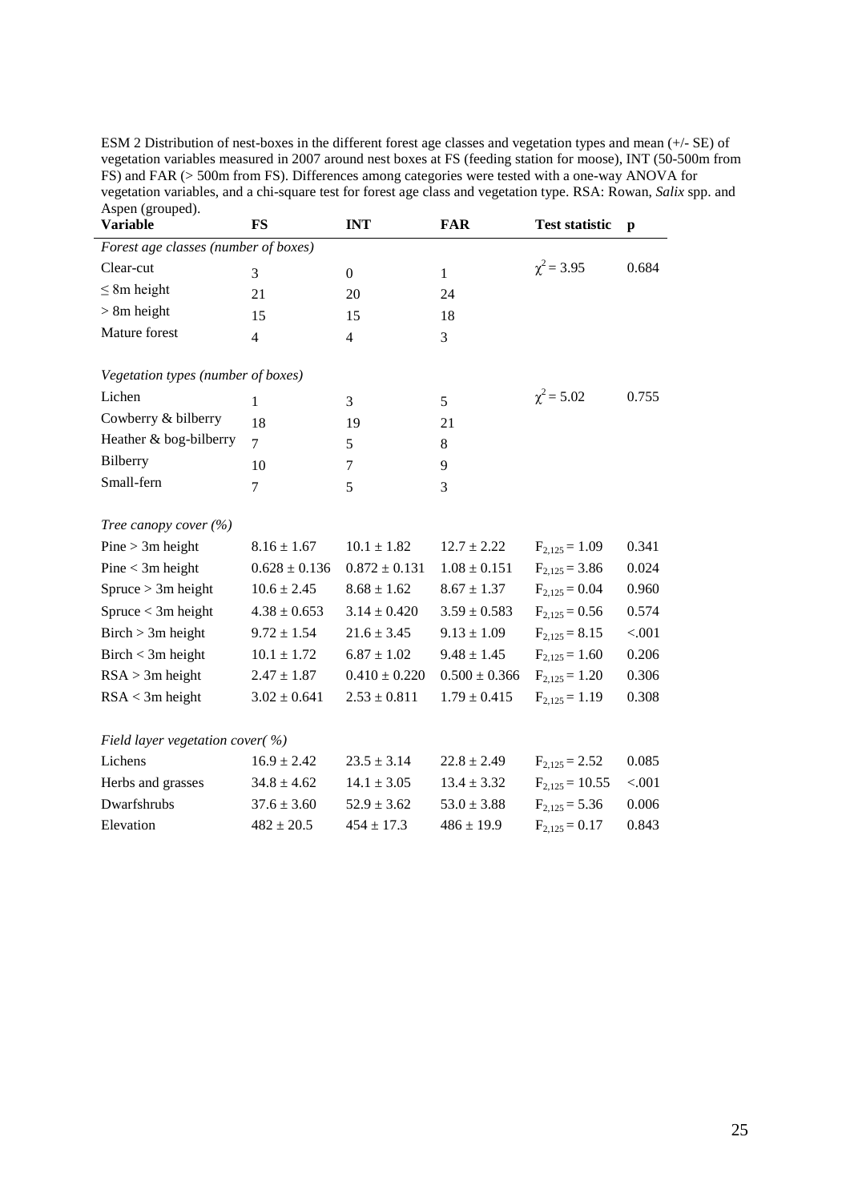ESM 2 Distribution of nest-boxes in the different forest age classes and vegetation types and mean (+/- SE) of vegetation variables measured in 2007 around nest boxes at FS (feeding station for moose), INT (50-500m from FS) and FAR (> 500m from FS). Differences among categories were tested with a one-way ANOVA for vegetation variables, and a chi-square test for forest age class and vegetation type. RSA: Rowan, *Salix* spp. and Aspen (grouped).

| **Variable** | **FS** | **INT** | **FAR** | **Test statistic** | **p** |
|---|---|---|---|---|---|
| *Forest age classes (number of boxes)* | | | | | |
| Clear-cut | 3 | 0 | 1 | $\chi^2 = 3.95$ | 0.684 |
| ≤ 8m height | 21 | 20 | 24 | | |
| > 8m height | 15 | 15 | 18 | | |
| Mature forest | 4 | 4 | 3 | | |
| | | | | | |
| *Vegetation types (number of boxes)* | | | | | |
| Lichen | 1 | 3 | 5 | $\chi^2 = 5.02$ | 0.755 |
| Cowberry & bilberry | 18 | 19 | 21 | | |
| Heather & bog-bilberry | 7 | 5 | 8 | | |
| Bilberry | 10 | 7 | 9 | | |
| Small-fern | 7 | 5 | 3 | | |
| | | | | | |
| *Tree canopy cover (%)* | | | | | |
| Pine > 3m height | 8.16 ± 1.67 | 10.1 ± 1.82 | 12.7 ± 2.22 | $F_{2,125} = 1.09$ | 0.341 |
| Pine < 3m height | 0.628 ± 0.136 | 0.872 ± 0.131 | 1.08 ± 0.151 | $F_{2,125} = 3.86$ | 0.024 |
| Spruce > 3m height | 10.6 ± 2.45 | 8.68 ± 1.62 | 8.67 ± 1.37 | $F_{2,125} = 0.04$ | 0.960 |
| Spruce < 3m height | 4.38 ± 0.653 | 3.14 ± 0.420 | 3.59 ± 0.583 | $F_{2,125} = 0.56$ | 0.574 |
| Birch > 3m height | 9.72 ± 1.54 | 21.6 ± 3.45 | 9.13 ± 1.09 | $F_{2,125} = 8.15$ | <.001 |
| Birch < 3m height | 10.1 ± 1.72 | 6.87 ± 1.02 | 9.48 ± 1.45 | $F_{2,125} = 1.60$ | 0.206 |
| RSA > 3m height | 2.47 ± 1.87 | 0.410 ± 0.220 | 0.500 ± 0.366 | $F_{2,125} = 1.20$ | 0.306 |
| RSA < 3m height | 3.02 ± 0.641 | 2.53 ± 0.811 | 1.79 ± 0.415 | $F_{2,125} = 1.19$ | 0.308 |
| | | | | | |
| *Field layer vegetation cover( %)* | | | | | |
| Lichens | 16.9 ± 2.42 | 23.5 ± 3.14 | 22.8 ± 2.49 | $F_{2,125} = 2.52$ | 0.085 |
| Herbs and grasses | 34.8 ± 4.62 | 14.1 ± 3.05 | 13.4 ± 3.32 | $F_{2,125} = 10.55$ | <.001 |
| Dwarfshrubs | 37.6 ± 3.60 | 52.9 ± 3.62 | 53.0 ± 3.88 | $F_{2,125} = 5.36$ | 0.006 |
| Elevation | 482 ± 20.5 | 454 ± 17.3 | 486 ± 19.9 | $F_{2,125} = 0.17$ | 0.843 |